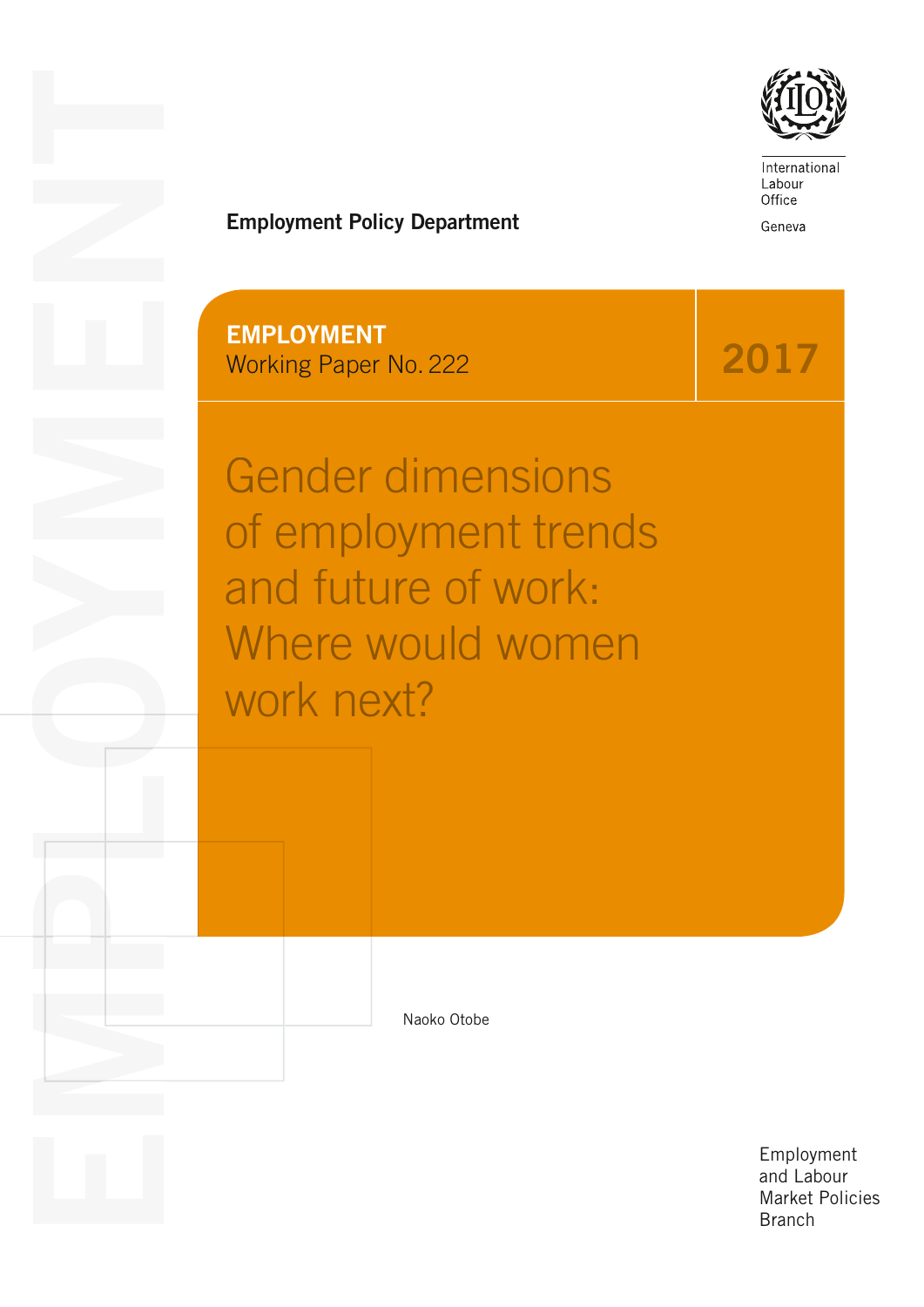International Labour Office

Geneva

**Employment Policy Department**

**EMPLOYMENT**
Working Paper No. 222

**2017**

# Gender dimensions of employment trends and future of work: Where would women work next?

Naoko Otobe

Employment and Labour Market Policies Branch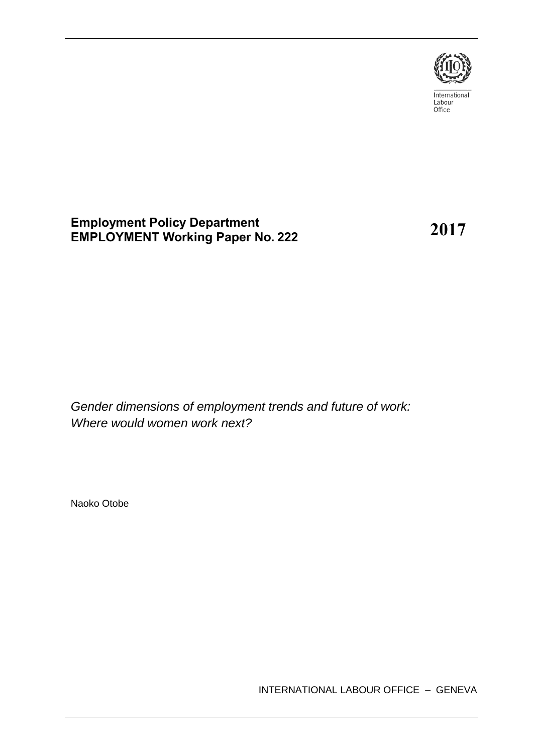International Labour Office

**Employment Policy Department**
**EMPLOYMENT Working Paper No. 222**

**2017**

*Gender dimensions of employment trends and future of work: Where would women work next?*

Naoko Otobe

INTERNATIONAL LABOUR OFFICE – GENEVA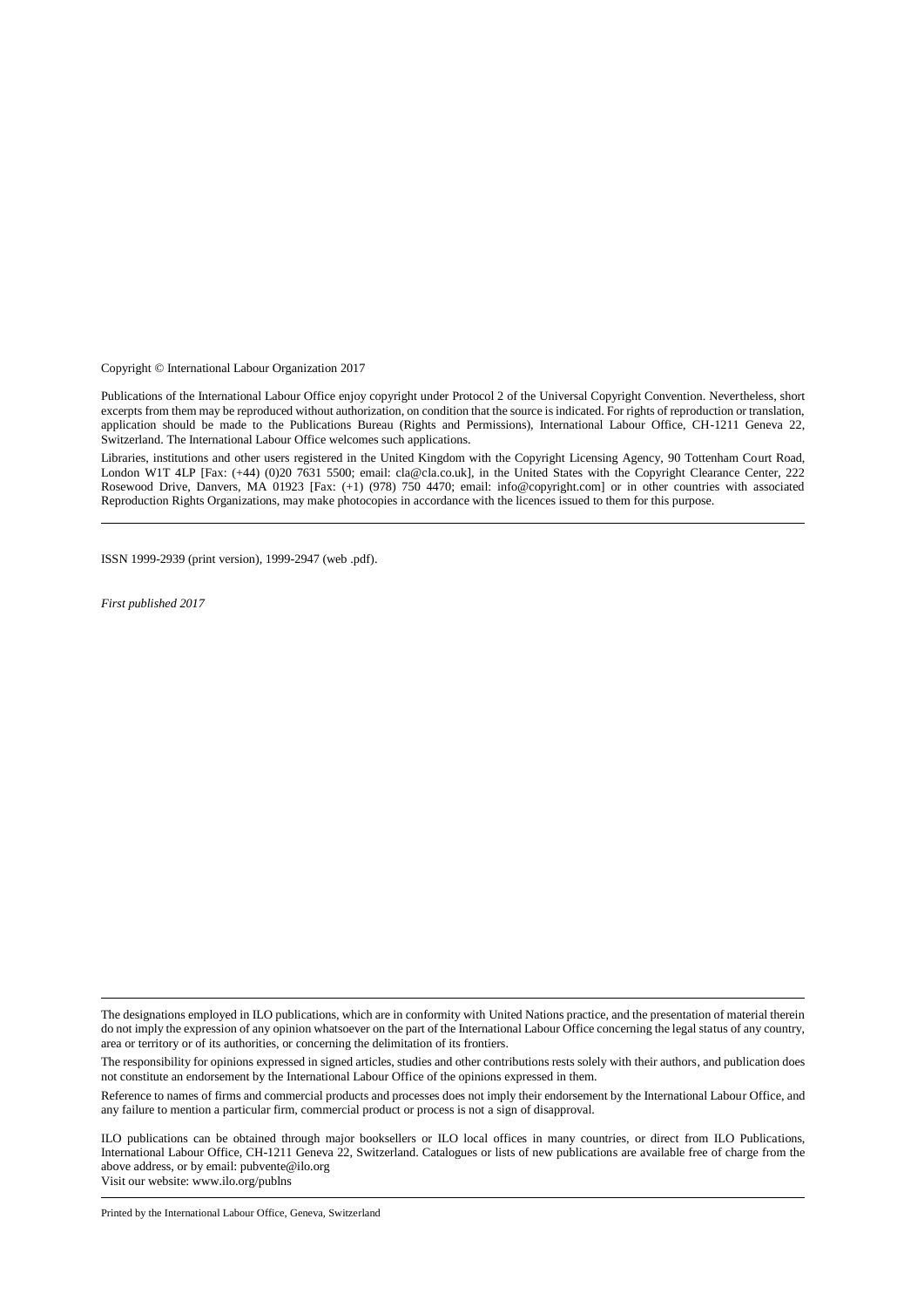Copyright © International Labour Organization 2017

Publications of the International Labour Office enjoy copyright under Protocol 2 of the Universal Copyright Convention. Nevertheless, short excerpts from them may be reproduced without authorization, on condition that the source is indicated. For rights of reproduction or translation, application should be made to the Publications Bureau (Rights and Permissions), International Labour Office, CH-1211 Geneva 22, Switzerland. The International Labour Office welcomes such applications.

Libraries, institutions and other users registered in the United Kingdom with the Copyright Licensing Agency, 90 Tottenham Court Road, London W1T 4LP [Fax: (+44) (0)20 7631 5500; email: cla@cla.co.uk], in the United States with the Copyright Clearance Center, 222 Rosewood Drive, Danvers, MA 01923 [Fax: (+1) (978) 750 4470; email: info@copyright.com] or in other countries with associated Reproduction Rights Organizations, may make photocopies in accordance with the licences issued to them for this purpose.

---

ISSN 1999-2939 (print version), 1999-2947 (web .pdf).

*First published 2017*

---

The designations employed in ILO publications, which are in conformity with United Nations practice, and the presentation of material therein do not imply the expression of any opinion whatsoever on the part of the International Labour Office concerning the legal status of any country, area or territory or of its authorities, or concerning the delimitation of its frontiers.

The responsibility for opinions expressed in signed articles, studies and other contributions rests solely with their authors, and publication does not constitute an endorsement by the International Labour Office of the opinions expressed in them.

Reference to names of firms and commercial products and processes does not imply their endorsement by the International Labour Office, and any failure to mention a particular firm, commercial product or process is not a sign of disapproval.

ILO publications can be obtained through major booksellers or ILO local offices in many countries, or direct from ILO Publications, International Labour Office, CH-1211 Geneva 22, Switzerland. Catalogues or lists of new publications are available free of charge from the above address, or by email: pubvente@ilo.org
Visit our website: www.ilo.org/publns

---

Printed by the International Labour Office, Geneva, Switzerland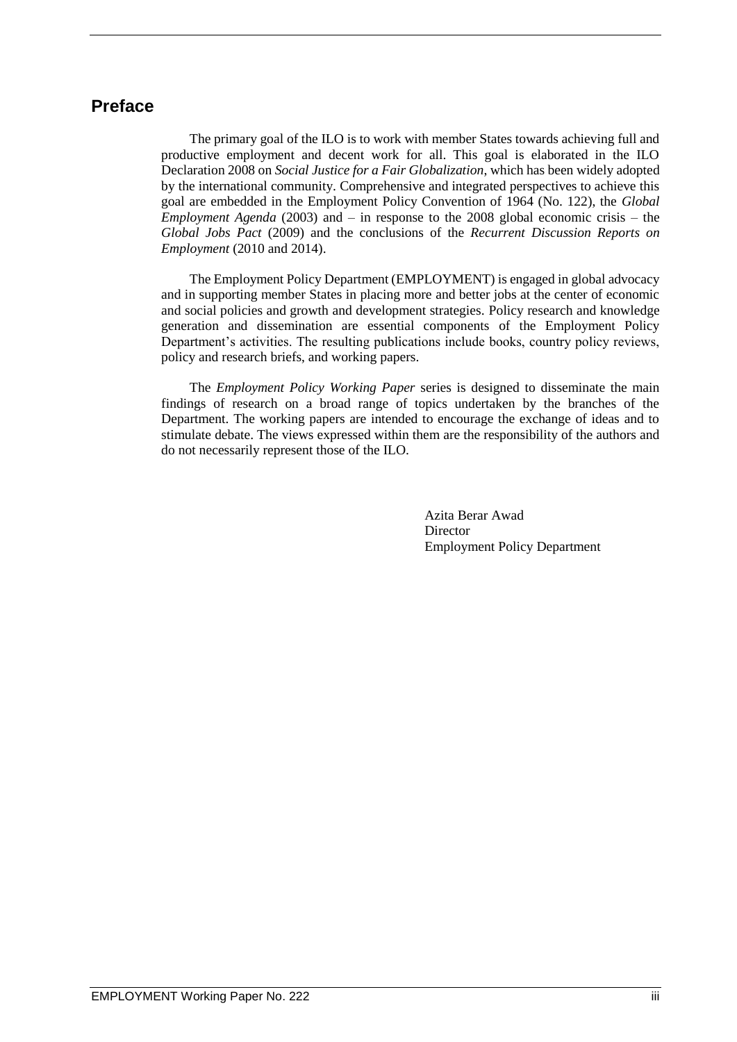# Preface

The primary goal of the ILO is to work with member States towards achieving full and productive employment and decent work for all. This goal is elaborated in the ILO Declaration 2008 on *Social Justice for a Fair Globalization,* which has been widely adopted by the international community. Comprehensive and integrated perspectives to achieve this goal are embedded in the Employment Policy Convention of 1964 (No. 122), the *Global Employment Agenda* (2003) and – in response to the 2008 global economic crisis – the *Global Jobs Pact* (2009) and the conclusions of the *Recurrent Discussion Reports on Employment* (2010 and 2014).

The Employment Policy Department (EMPLOYMENT) is engaged in global advocacy and in supporting member States in placing more and better jobs at the center of economic and social policies and growth and development strategies. Policy research and knowledge generation and dissemination are essential components of the Employment Policy Department's activities. The resulting publications include books, country policy reviews, policy and research briefs, and working papers.

The *Employment Policy Working Paper* series is designed to disseminate the main findings of research on a broad range of topics undertaken by the branches of the Department. The working papers are intended to encourage the exchange of ideas and to stimulate debate. The views expressed within them are the responsibility of the authors and do not necessarily represent those of the ILO.

Azita Berar Awad
Director
Employment Policy Department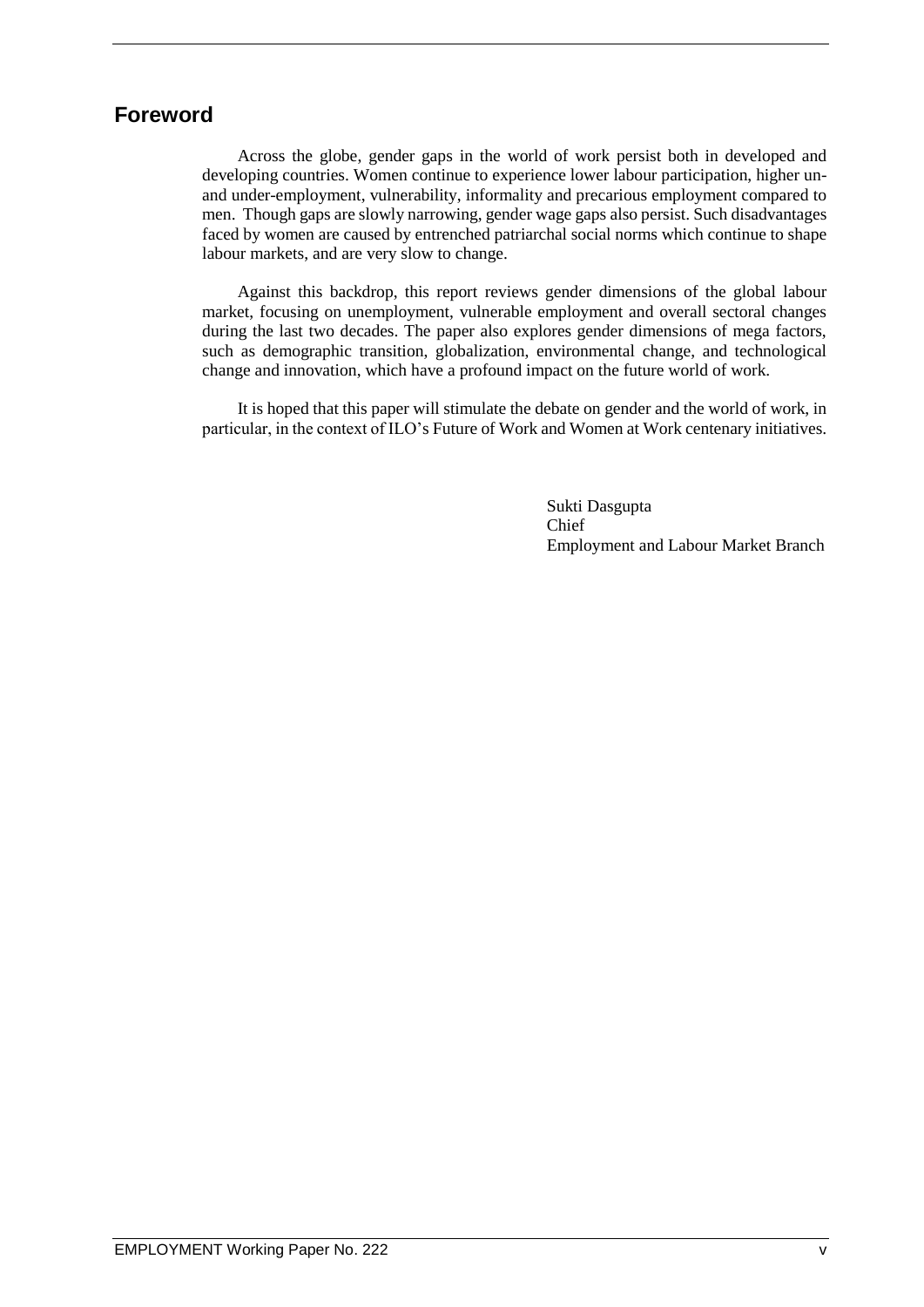## Foreword

Across the globe, gender gaps in the world of work persist both in developed and developing countries. Women continue to experience lower labour participation, higher un- and under-employment, vulnerability, informality and precarious employment compared to men. Though gaps are slowly narrowing, gender wage gaps also persist. Such disadvantages faced by women are caused by entrenched patriarchal social norms which continue to shape labour markets, and are very slow to change.

Against this backdrop, this report reviews gender dimensions of the global labour market, focusing on unemployment, vulnerable employment and overall sectoral changes during the last two decades. The paper also explores gender dimensions of mega factors, such as demographic transition, globalization, environmental change, and technological change and innovation, which have a profound impact on the future world of work.

It is hoped that this paper will stimulate the debate on gender and the world of work, in particular, in the context of ILO's Future of Work and Women at Work centenary initiatives.

Sukti Dasgupta
Chief
Employment and Labour Market Branch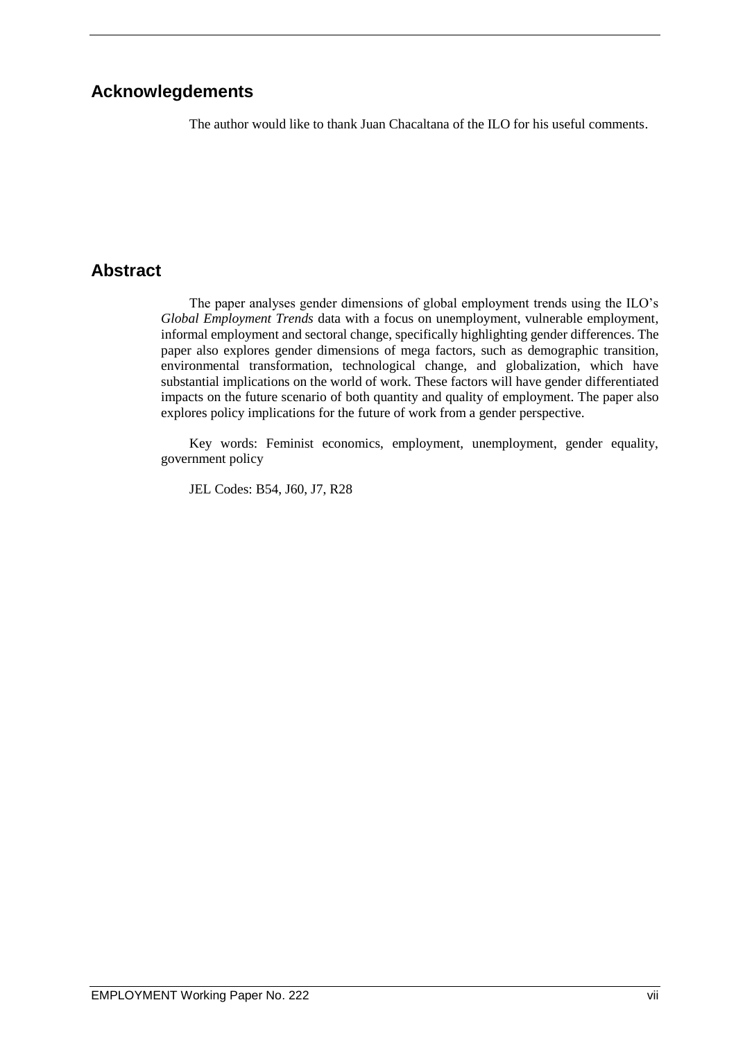## Acknowlegdements

The author would like to thank Juan Chacaltana of the ILO for his useful comments.

## Abstract

The paper analyses gender dimensions of global employment trends using the ILO's *Global Employment Trends* data with a focus on unemployment, vulnerable employment, informal employment and sectoral change, specifically highlighting gender differences. The paper also explores gender dimensions of mega factors, such as demographic transition, environmental transformation, technological change, and globalization, which have substantial implications on the world of work. These factors will have gender differentiated impacts on the future scenario of both quantity and quality of employment. The paper also explores policy implications for the future of work from a gender perspective.

Key words: Feminist economics, employment, unemployment, gender equality, government policy

JEL Codes: B54, J60, J7, R28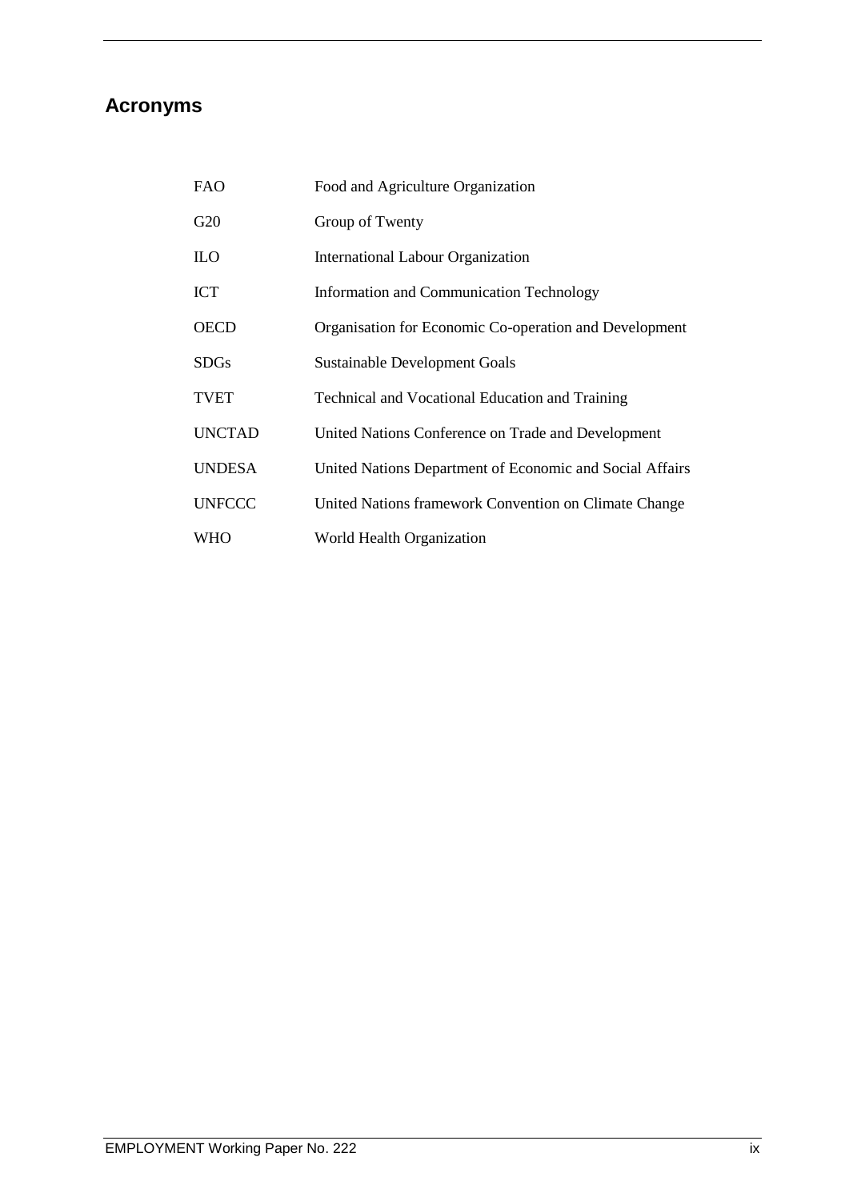## Acronyms

| | |
|---|---|
| FAO | Food and Agriculture Organization |
| G20 | Group of Twenty |
| ILO | International Labour Organization |
| ICT | Information and Communication Technology |
| OECD | Organisation for Economic Co-operation and Development |
| SDGs | Sustainable Development Goals |
| TVET | Technical and Vocational Education and Training |
| UNCTAD | United Nations Conference on Trade and Development |
| UNDESA | United Nations Department of Economic and Social Affairs |
| UNFCCC | United Nations framework Convention on Climate Change |
| WHO | World Health Organization |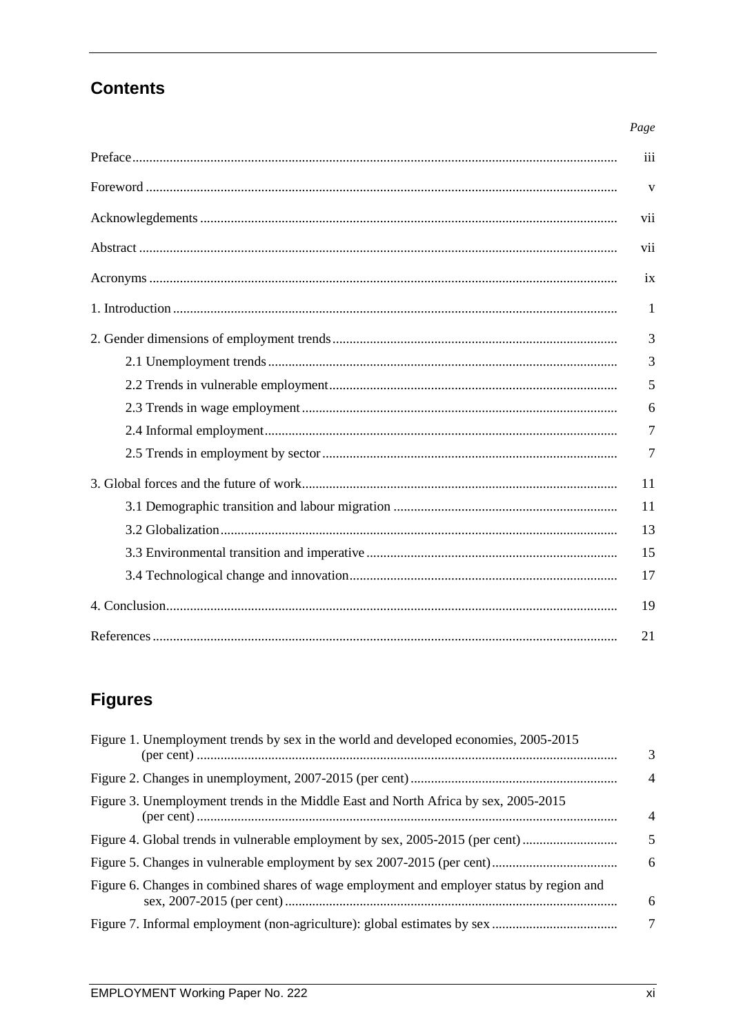## Contents

| | Page |
|---|---|
| Preface | iii |
| Foreword | v |
| Acknowlegdements | vii |
| Abstract | vii |
| Acronyms | ix |
| 1. Introduction | 1 |
| 2. Gender dimensions of employment trends | 3 |
| 2.1 Unemployment trends | 3 |
| 2.2 Trends in vulnerable employment | 5 |
| 2.3 Trends in wage employment | 6 |
| 2.4 Informal employment | 7 |
| 2.5 Trends in employment by sector | 7 |
| 3. Global forces and the future of work | 11 |
| 3.1 Demographic transition and labour migration | 11 |
| 3.2 Globalization | 13 |
| 3.3 Environmental transition and imperative | 15 |
| 3.4 Technological change and innovation | 17 |
| 4. Conclusion | 19 |
| References | 21 |

## Figures

| | |
|---|---|
| Figure 1. Unemployment trends by sex in the world and developed economies, 2005-2015 (per cent) | 3 |
| Figure 2. Changes in unemployment, 2007-2015 (per cent) | 4 |
| Figure 3. Unemployment trends in the Middle East and North Africa by sex, 2005-2015 (per cent) | 4 |
| Figure 4. Global trends in vulnerable employment by sex, 2005-2015 (per cent) | 5 |
| Figure 5. Changes in vulnerable employment by sex 2007-2015 (per cent) | 6 |
| Figure 6. Changes in combined shares of wage employment and employer status by region and sex, 2007-2015 (per cent) | 6 |
| Figure 7. Informal employment (non-agriculture): global estimates by sex | 7 |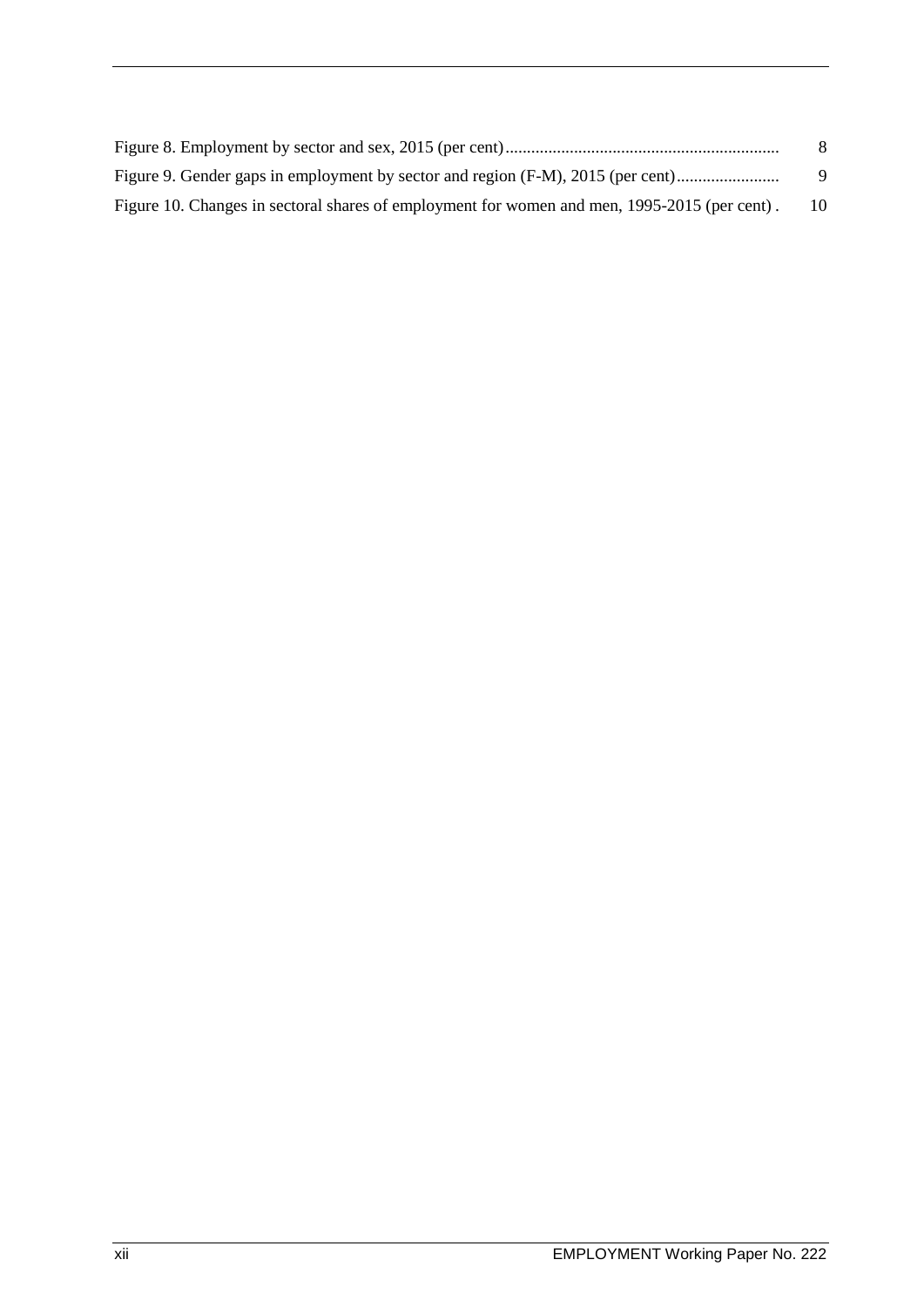| | |
|---|---|
| Figure 8. Employment by sector and sex, 2015 (per cent) | 8 |
| Figure 9. Gender gaps in employment by sector and region (F-M), 2015 (per cent) | 9 |
| Figure 10. Changes in sectoral shares of employment for women and men, 1995-2015 (per cent) | 10 |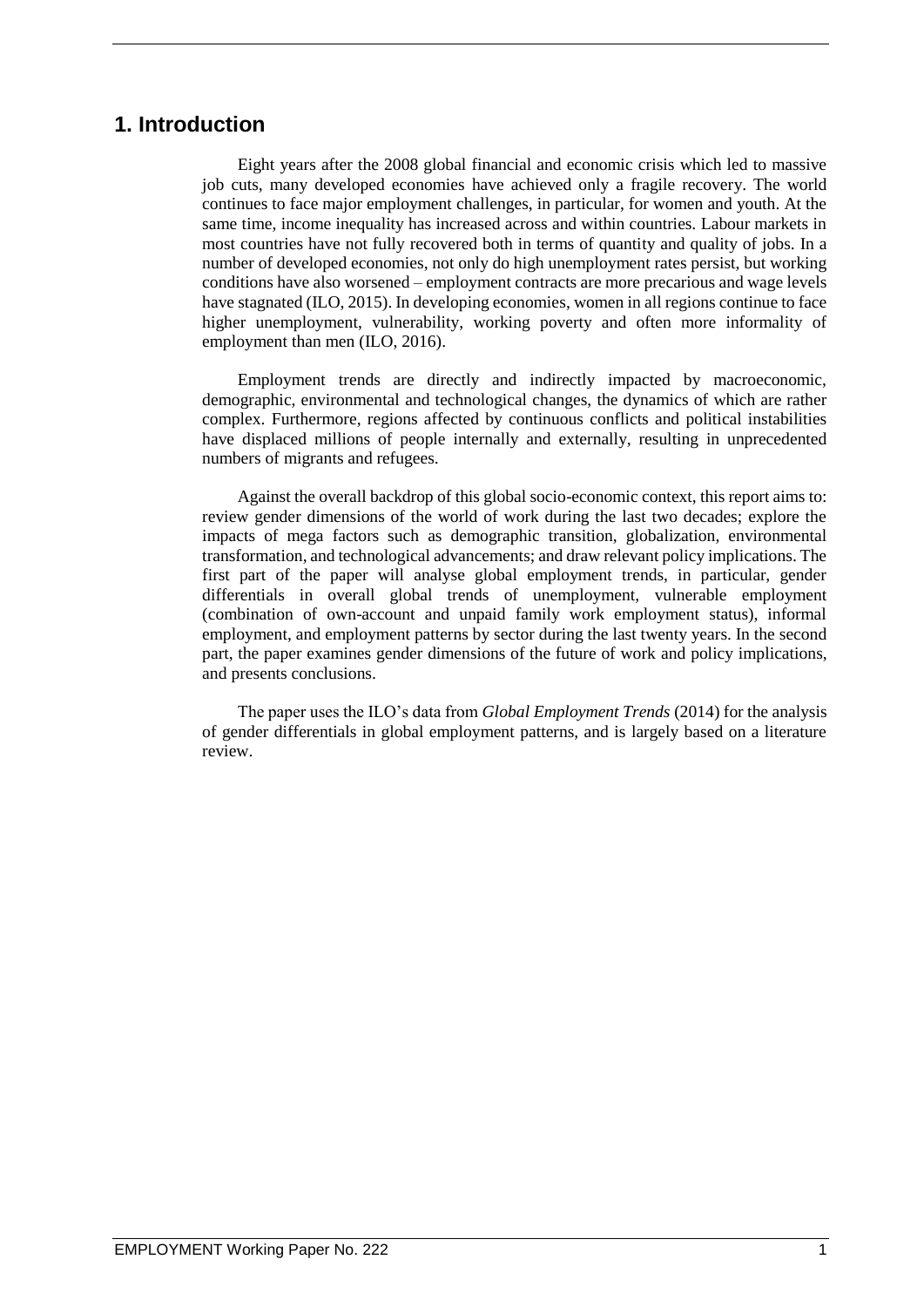# 1. Introduction

Eight years after the 2008 global financial and economic crisis which led to massive job cuts, many developed economies have achieved only a fragile recovery. The world continues to face major employment challenges, in particular, for women and youth. At the same time, income inequality has increased across and within countries. Labour markets in most countries have not fully recovered both in terms of quantity and quality of jobs. In a number of developed economies, not only do high unemployment rates persist, but working conditions have also worsened – employment contracts are more precarious and wage levels have stagnated (ILO, 2015). In developing economies, women in all regions continue to face higher unemployment, vulnerability, working poverty and often more informality of employment than men (ILO, 2016).

Employment trends are directly and indirectly impacted by macroeconomic, demographic, environmental and technological changes, the dynamics of which are rather complex. Furthermore, regions affected by continuous conflicts and political instabilities have displaced millions of people internally and externally, resulting in unprecedented numbers of migrants and refugees.

Against the overall backdrop of this global socio-economic context, this report aims to: review gender dimensions of the world of work during the last two decades; explore the impacts of mega factors such as demographic transition, globalization, environmental transformation, and technological advancements; and draw relevant policy implications. The first part of the paper will analyse global employment trends, in particular, gender differentials in overall global trends of unemployment, vulnerable employment (combination of own-account and unpaid family work employment status), informal employment, and employment patterns by sector during the last twenty years. In the second part, the paper examines gender dimensions of the future of work and policy implications, and presents conclusions.

The paper uses the ILO's data from *Global Employment Trends* (2014) for the analysis of gender differentials in global employment patterns, and is largely based on a literature review.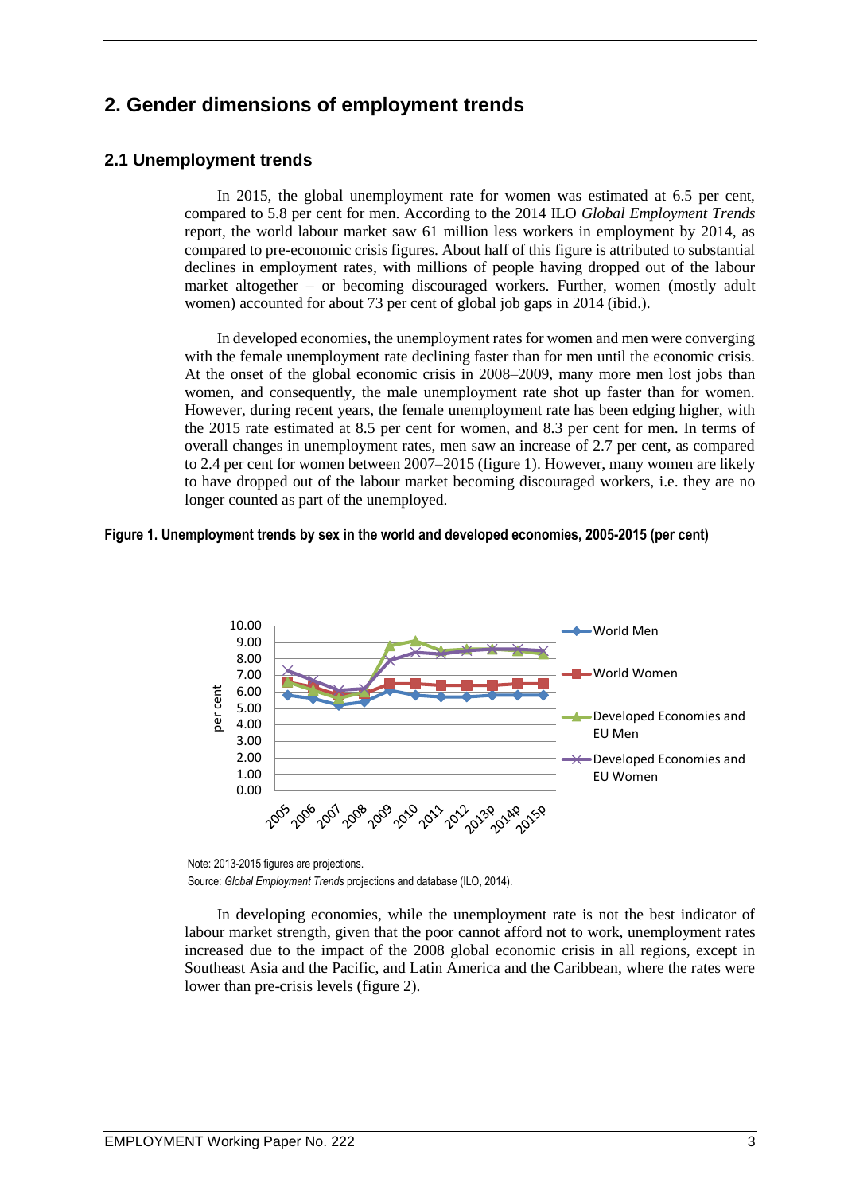## 2. Gender dimensions of employment trends

### 2.1 Unemployment trends

In 2015, the global unemployment rate for women was estimated at 6.5 per cent, compared to 5.8 per cent for men. According to the 2014 ILO *Global Employment Trends* report, the world labour market saw 61 million less workers in employment by 2014, as compared to pre-economic crisis figures. About half of this figure is attributed to substantial declines in employment rates, with millions of people having dropped out of the labour market altogether – or becoming discouraged workers. Further, women (mostly adult women) accounted for about 73 per cent of global job gaps in 2014 (ibid.).

In developed economies, the unemployment rates for women and men were converging with the female unemployment rate declining faster than for men until the economic crisis. At the onset of the global economic crisis in 2008–2009, many more men lost jobs than women, and consequently, the male unemployment rate shot up faster than for women. However, during recent years, the female unemployment rate has been edging higher, with the 2015 rate estimated at 8.5 per cent for women, and 8.3 per cent for men. In terms of overall changes in unemployment rates, men saw an increase of 2.7 per cent, as compared to 2.4 per cent for women between 2007–2015 (figure 1). However, many women are likely to have dropped out of the labour market becoming discouraged workers, i.e. they are no longer counted as part of the unemployed.

**Figure 1. Unemployment trends by sex in the world and developed economies, 2005-2015 (per cent)**

Note: 2013-2015 figures are projections.
Source: *Global Employment Trends* projections and database (ILO, 2014).

In developing economies, while the unemployment rate is not the best indicator of labour market strength, given that the poor cannot afford not to work, unemployment rates increased due to the impact of the 2008 global economic crisis in all regions, except in Southeast Asia and the Pacific, and Latin America and the Caribbean, where the rates were lower than pre-crisis levels (figure 2).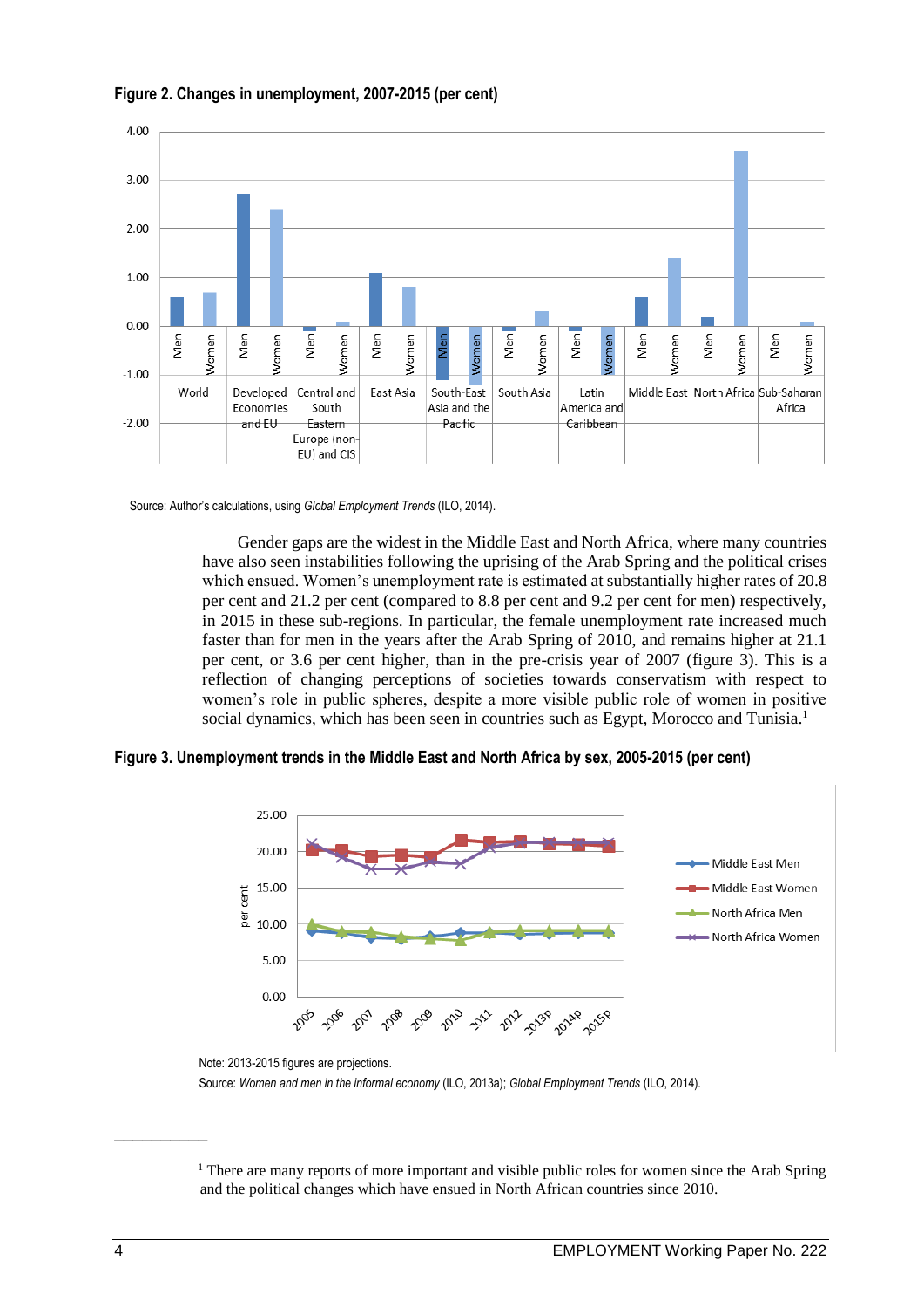**Figure 2. Changes in unemployment, 2007-2015 (per cent)**

Source: Author's calculations, using *Global Employment Trends* (ILO, 2014).

Gender gaps are the widest in the Middle East and North Africa, where many countries have also seen instabilities following the uprising of the Arab Spring and the political crises which ensued. Women's unemployment rate is estimated at substantially higher rates of 20.8 per cent and 21.2 per cent (compared to 8.8 per cent and 9.2 per cent for men) respectively, in 2015 in these sub-regions. In particular, the female unemployment rate increased much faster than for men in the years after the Arab Spring of 2010, and remains higher at 21.1 per cent, or 3.6 per cent higher, than in the pre-crisis year of 2007 (figure 3). This is a reflection of changing perceptions of societies towards conservatism with respect to women's role in public spheres, despite a more visible public role of women in positive social dynamics, which has been seen in countries such as Egypt, Morocco and Tunisia.[1]

**Figure 3. Unemployment trends in the Middle East and North Africa by sex, 2005-2015 (per cent)**

Note: 2013-2015 figures are projections.

Source: *Women and men in the informal economy* (ILO, 2013a); *Global Employment Trends* (ILO, 2014).

[1] There are many reports of more important and visible public roles for women since the Arab Spring and the political changes which have ensued in North African countries since 2010.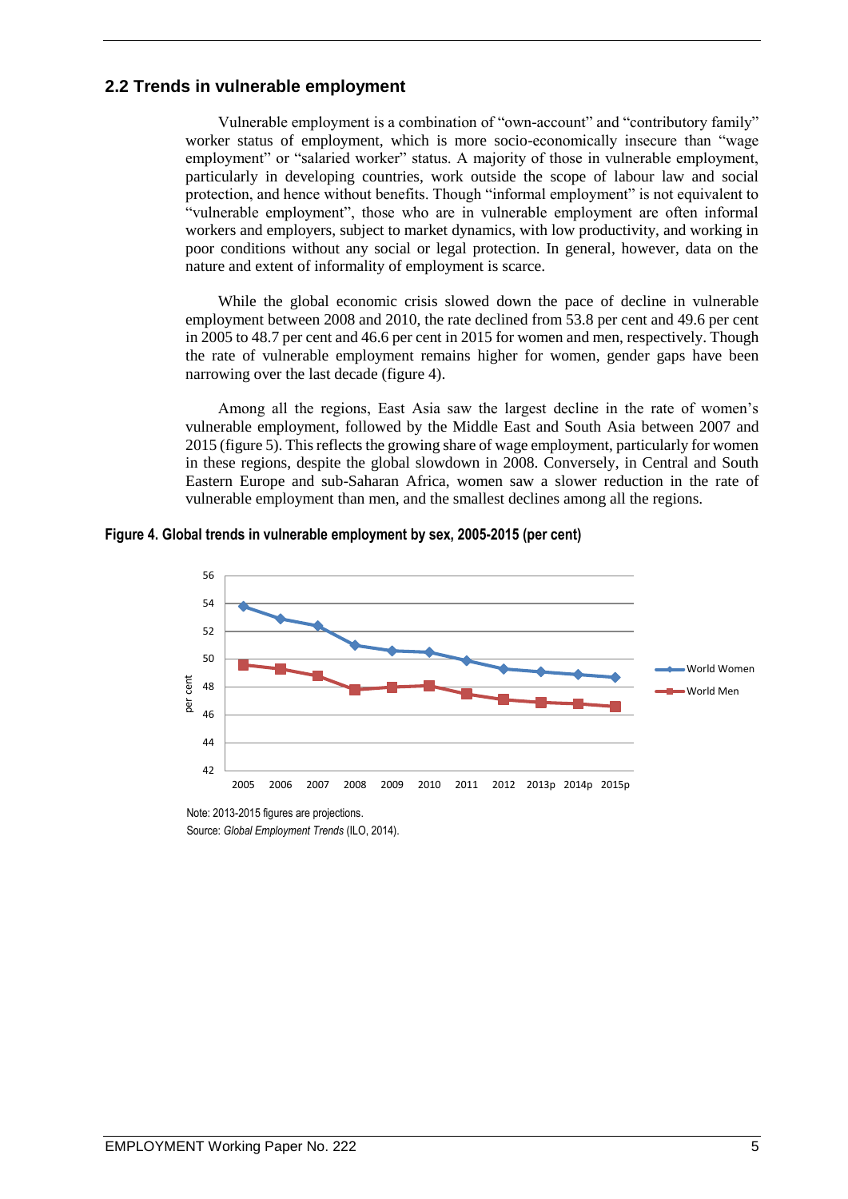## 2.2 Trends in vulnerable employment

Vulnerable employment is a combination of "own-account" and "contributory family" worker status of employment, which is more socio-economically insecure than "wage employment" or "salaried worker" status. A majority of those in vulnerable employment, particularly in developing countries, work outside the scope of labour law and social protection, and hence without benefits. Though "informal employment" is not equivalent to "vulnerable employment", those who are in vulnerable employment are often informal workers and employers, subject to market dynamics, with low productivity, and working in poor conditions without any social or legal protection. In general, however, data on the nature and extent of informality of employment is scarce.

While the global economic crisis slowed down the pace of decline in vulnerable employment between 2008 and 2010, the rate declined from 53.8 per cent and 49.6 per cent in 2005 to 48.7 per cent and 46.6 per cent in 2015 for women and men, respectively. Though the rate of vulnerable employment remains higher for women, gender gaps have been narrowing over the last decade (figure 4).

Among all the regions, East Asia saw the largest decline in the rate of women's vulnerable employment, followed by the Middle East and South Asia between 2007 and 2015 (figure 5). This reflects the growing share of wage employment, particularly for women in these regions, despite the global slowdown in 2008. Conversely, in Central and South Eastern Europe and sub-Saharan Africa, women saw a slower reduction in the rate of vulnerable employment than men, and the smallest declines among all the regions.

**Figure 4. Global trends in vulnerable employment by sex, 2005-2015 (per cent)**

Note: 2013-2015 figures are projections.
Source: *Global Employment Trends* (ILO, 2014).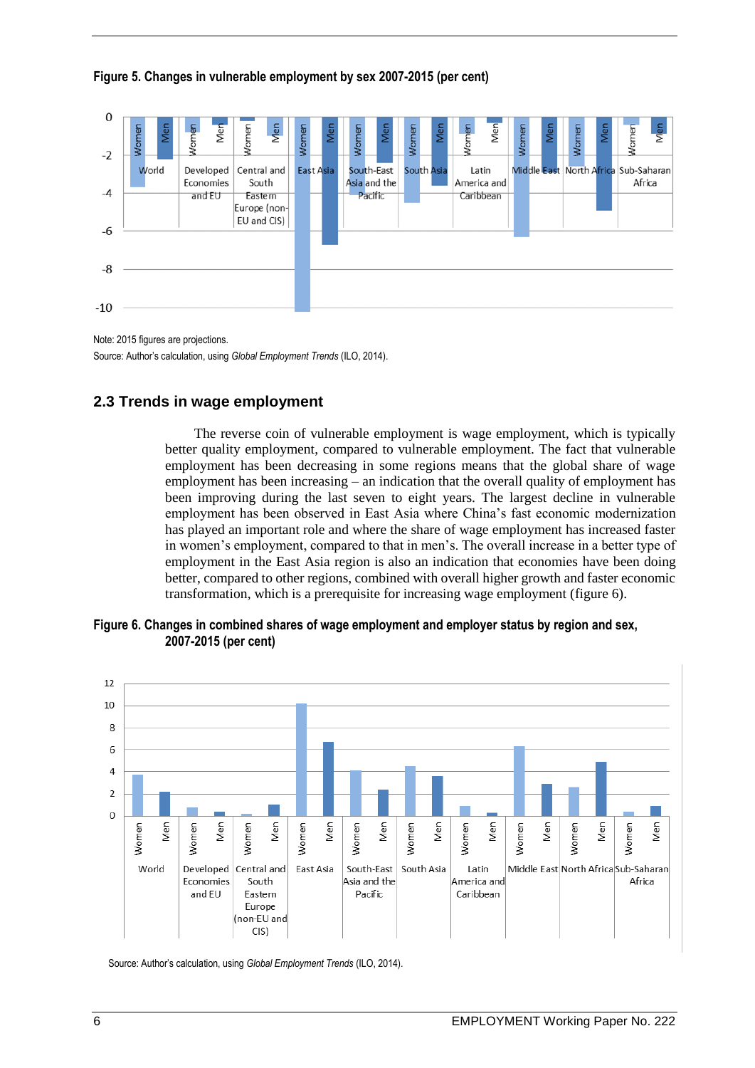**Figure 5. Changes in vulnerable employment by sex 2007-2015 (per cent)**

Note: 2015 figures are projections.
Source: Author's calculation, using *Global Employment Trends* (ILO, 2014).

## 2.3 Trends in wage employment

The reverse coin of vulnerable employment is wage employment, which is typically better quality employment, compared to vulnerable employment. The fact that vulnerable employment has been decreasing in some regions means that the global share of wage employment has been increasing – an indication that the overall quality of employment has been improving during the last seven to eight years. The largest decline in vulnerable employment has been observed in East Asia where China's fast economic modernization has played an important role and where the share of wage employment has increased faster in women's employment, compared to that in men's. The overall increase in a better type of employment in the East Asia region is also an indication that economies have been doing better, compared to other regions, combined with overall higher growth and faster economic transformation, which is a prerequisite for increasing wage employment (figure 6).

**Figure 6. Changes in combined shares of wage employment and employer status by region and sex, 2007-2015 (per cent)**

Source: Author's calculation, using *Global Employment Trends* (ILO, 2014).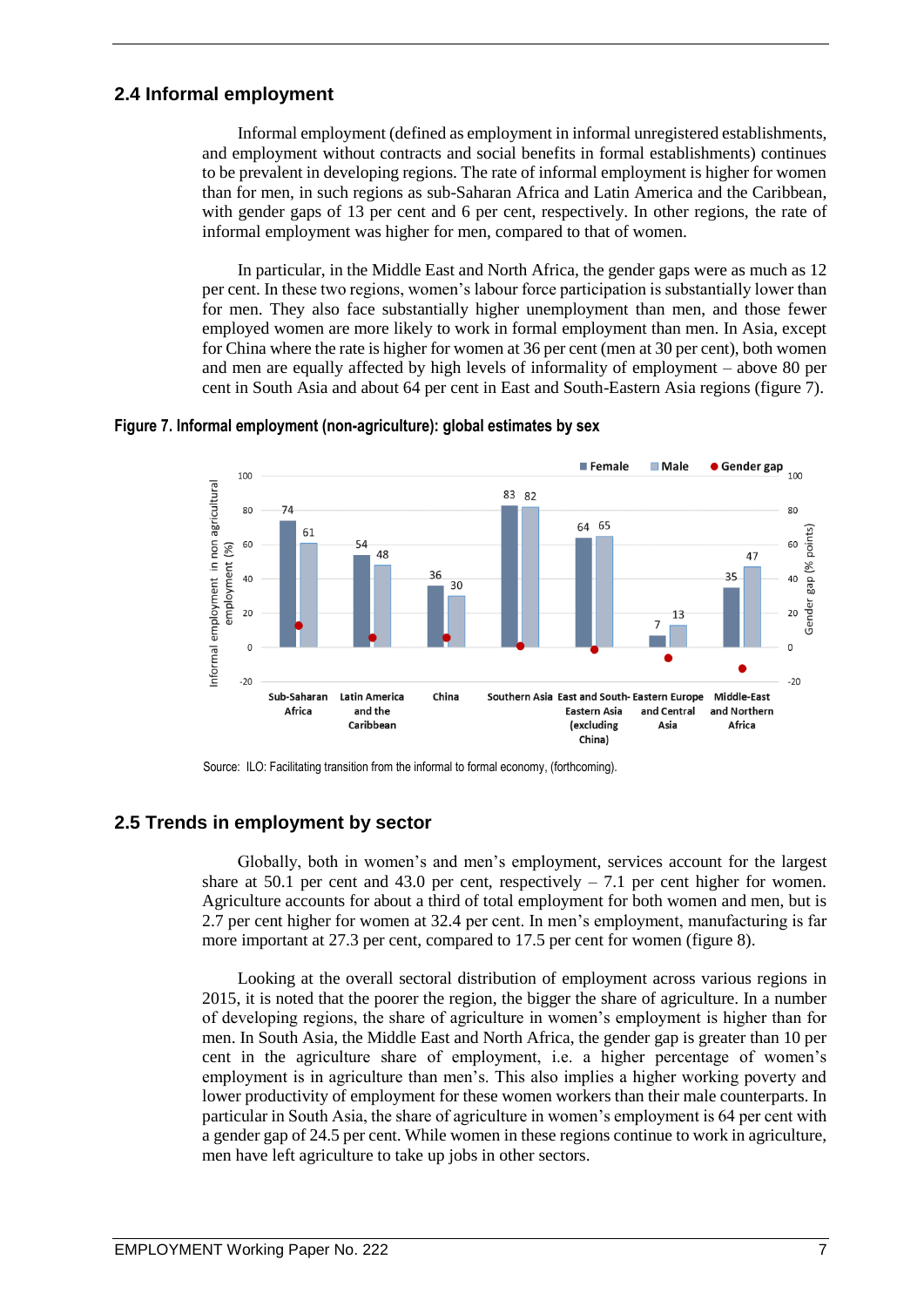## 2.4 Informal employment

Informal employment (defined as employment in informal unregistered establishments, and employment without contracts and social benefits in formal establishments) continues to be prevalent in developing regions. The rate of informal employment is higher for women than for men, in such regions as sub-Saharan Africa and Latin America and the Caribbean, with gender gaps of 13 per cent and 6 per cent, respectively. In other regions, the rate of informal employment was higher for men, compared to that of women.

In particular, in the Middle East and North Africa, the gender gaps were as much as 12 per cent. In these two regions, women's labour force participation is substantially lower than for men. They also face substantially higher unemployment than men, and those fewer employed women are more likely to work in formal employment than men. In Asia, except for China where the rate is higher for women at 36 per cent (men at 30 per cent), both women and men are equally affected by high levels of informality of employment – above 80 per cent in South Asia and about 64 per cent in East and South-Eastern Asia regions (figure 7).

**Figure 7. Informal employment (non-agriculture): global estimates by sex**

| Region | Female | Male |
|---|---|---|
| Sub-Saharan Africa | 74 | 61 |
| Latin America and the Caribbean | 54 | 48 |
| China | 36 | 30 |
| Southern Asia | 83 | 82 |
| East and South-Eastern Asia (excluding China) | 64 | 65 |
| Eastern Europe and Central Asia | 7 | 13 |
| Middle-East and Northern Africa | 35 | 47 |

Source: ILO: Facilitating transition from the informal to formal economy, (forthcoming).

## 2.5 Trends in employment by sector

Globally, both in women's and men's employment, services account for the largest share at 50.1 per cent and 43.0 per cent, respectively – 7.1 per cent higher for women. Agriculture accounts for about a third of total employment for both women and men, but is 2.7 per cent higher for women at 32.4 per cent. In men's employment, manufacturing is far more important at 27.3 per cent, compared to 17.5 per cent for women (figure 8).

Looking at the overall sectoral distribution of employment across various regions in 2015, it is noted that the poorer the region, the bigger the share of agriculture. In a number of developing regions, the share of agriculture in women's employment is higher than for men. In South Asia, the Middle East and North Africa, the gender gap is greater than 10 per cent in the agriculture share of employment, i.e. a higher percentage of women's employment is in agriculture than men's. This also implies a higher working poverty and lower productivity of employment for these women workers than their male counterparts. In particular in South Asia, the share of agriculture in women's employment is 64 per cent with a gender gap of 24.5 per cent. While women in these regions continue to work in agriculture, men have left agriculture to take up jobs in other sectors.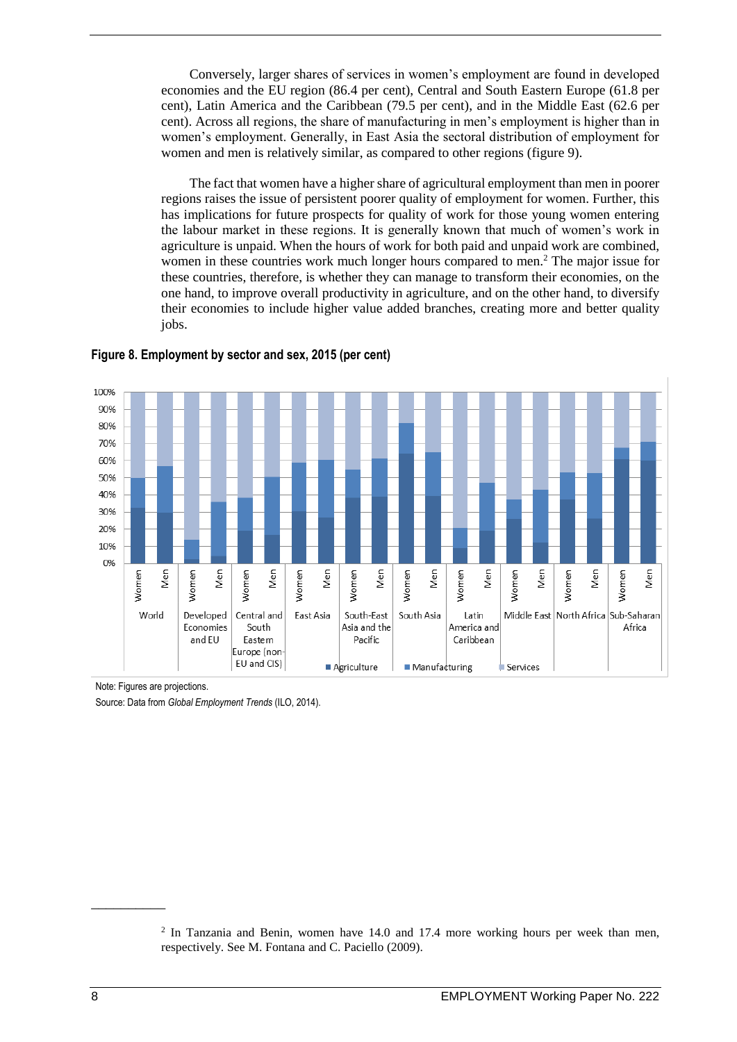Conversely, larger shares of services in women's employment are found in developed economies and the EU region (86.4 per cent), Central and South Eastern Europe (61.8 per cent), Latin America and the Caribbean (79.5 per cent), and in the Middle East (62.6 per cent). Across all regions, the share of manufacturing in men's employment is higher than in women's employment. Generally, in East Asia the sectoral distribution of employment for women and men is relatively similar, as compared to other regions (figure 9).

The fact that women have a higher share of agricultural employment than men in poorer regions raises the issue of persistent poorer quality of employment for women. Further, this has implications for future prospects for quality of work for those young women entering the labour market in these regions. It is generally known that much of women's work in agriculture is unpaid. When the hours of work for both paid and unpaid work are combined, women in these countries work much longer hours compared to men.[2] The major issue for these countries, therefore, is whether they can manage to transform their economies, on the one hand, to improve overall productivity in agriculture, and on the other hand, to diversify their economies to include higher value added branches, creating more and better quality jobs.

**Figure 8. Employment by sector and sex, 2015 (per cent)**

Note: Figures are projections.

Source: Data from *Global Employment Trends* (ILO, 2014).

---

[2] In Tanzania and Benin, women have 14.0 and 17.4 more working hours per week than men, respectively. See M. Fontana and C. Paciello (2009).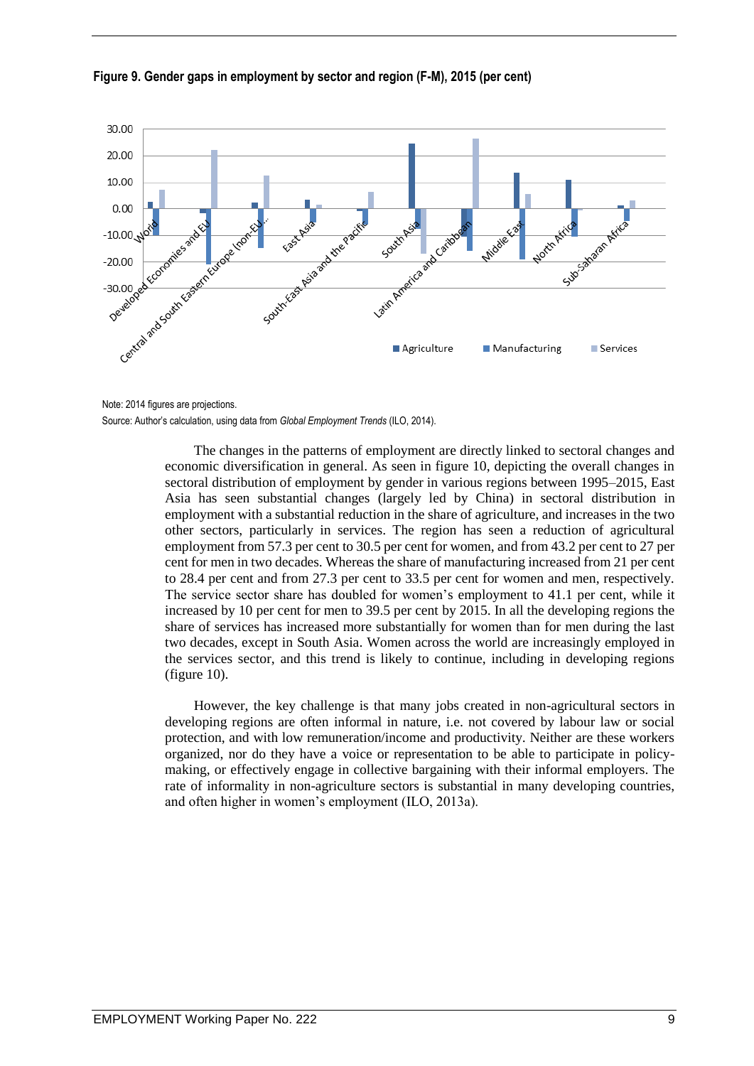**Figure 9. Gender gaps in employment by sector and region (F-M), 2015 (per cent)**

Note: 2014 figures are projections.

Source: Author's calculation, using data from *Global Employment Trends* (ILO, 2014).

The changes in the patterns of employment are directly linked to sectoral changes and economic diversification in general. As seen in figure 10, depicting the overall changes in sectoral distribution of employment by gender in various regions between 1995–2015, East Asia has seen substantial changes (largely led by China) in sectoral distribution in employment with a substantial reduction in the share of agriculture, and increases in the two other sectors, particularly in services. The region has seen a reduction of agricultural employment from 57.3 per cent to 30.5 per cent for women, and from 43.2 per cent to 27 per cent for men in two decades. Whereas the share of manufacturing increased from 21 per cent to 28.4 per cent and from 27.3 per cent to 33.5 per cent for women and men, respectively. The service sector share has doubled for women's employment to 41.1 per cent, while it increased by 10 per cent for men to 39.5 per cent by 2015. In all the developing regions the share of services has increased more substantially for women than for men during the last two decades, except in South Asia. Women across the world are increasingly employed in the services sector, and this trend is likely to continue, including in developing regions (figure 10).

However, the key challenge is that many jobs created in non-agricultural sectors in developing regions are often informal in nature, i.e. not covered by labour law or social protection, and with low remuneration/income and productivity. Neither are these workers organized, nor do they have a voice or representation to be able to participate in policy-making, or effectively engage in collective bargaining with their informal employers. The rate of informality in non-agriculture sectors is substantial in many developing countries, and often higher in women's employment (ILO, 2013a).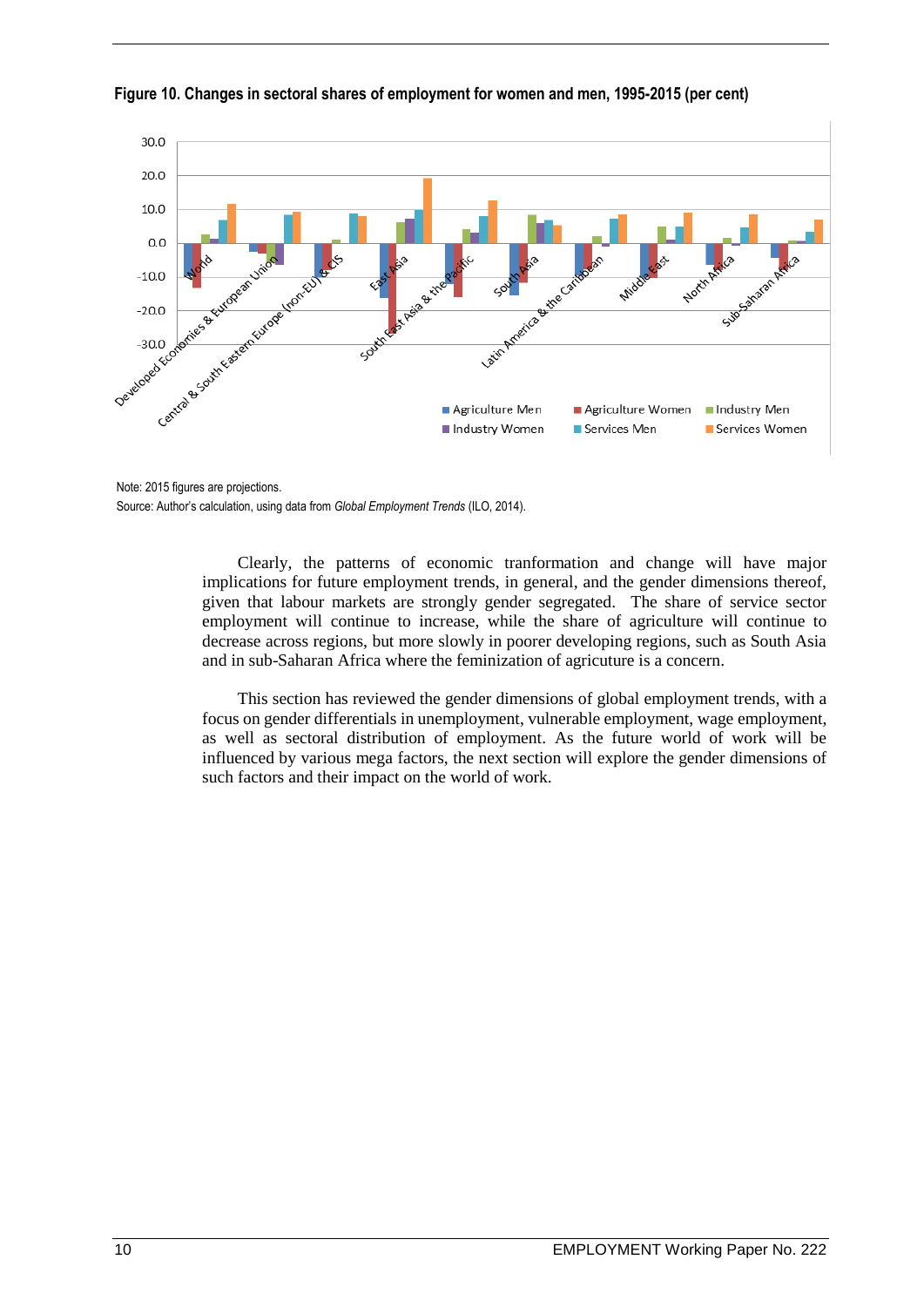**Figure 10. Changes in sectoral shares of employment for women and men, 1995-2015 (per cent)**

Note: 2015 figures are projections.

Source: Author's calculation, using data from *Global Employment Trends* (ILO, 2014).

Clearly, the patterns of economic tranformation and change will have major implications for future employment trends, in general, and the gender dimensions thereof, given that labour markets are strongly gender segregated. The share of service sector employment will continue to increase, while the share of agriculture will continue to decrease across regions, but more slowly in poorer developing regions, such as South Asia and in sub-Saharan Africa where the feminization of agricuture is a concern.

This section has reviewed the gender dimensions of global employment trends, with a focus on gender differentials in unemployment, vulnerable employment, wage employment, as well as sectoral distribution of employment. As the future world of work will be influenced by various mega factors, the next section will explore the gender dimensions of such factors and their impact on the world of work.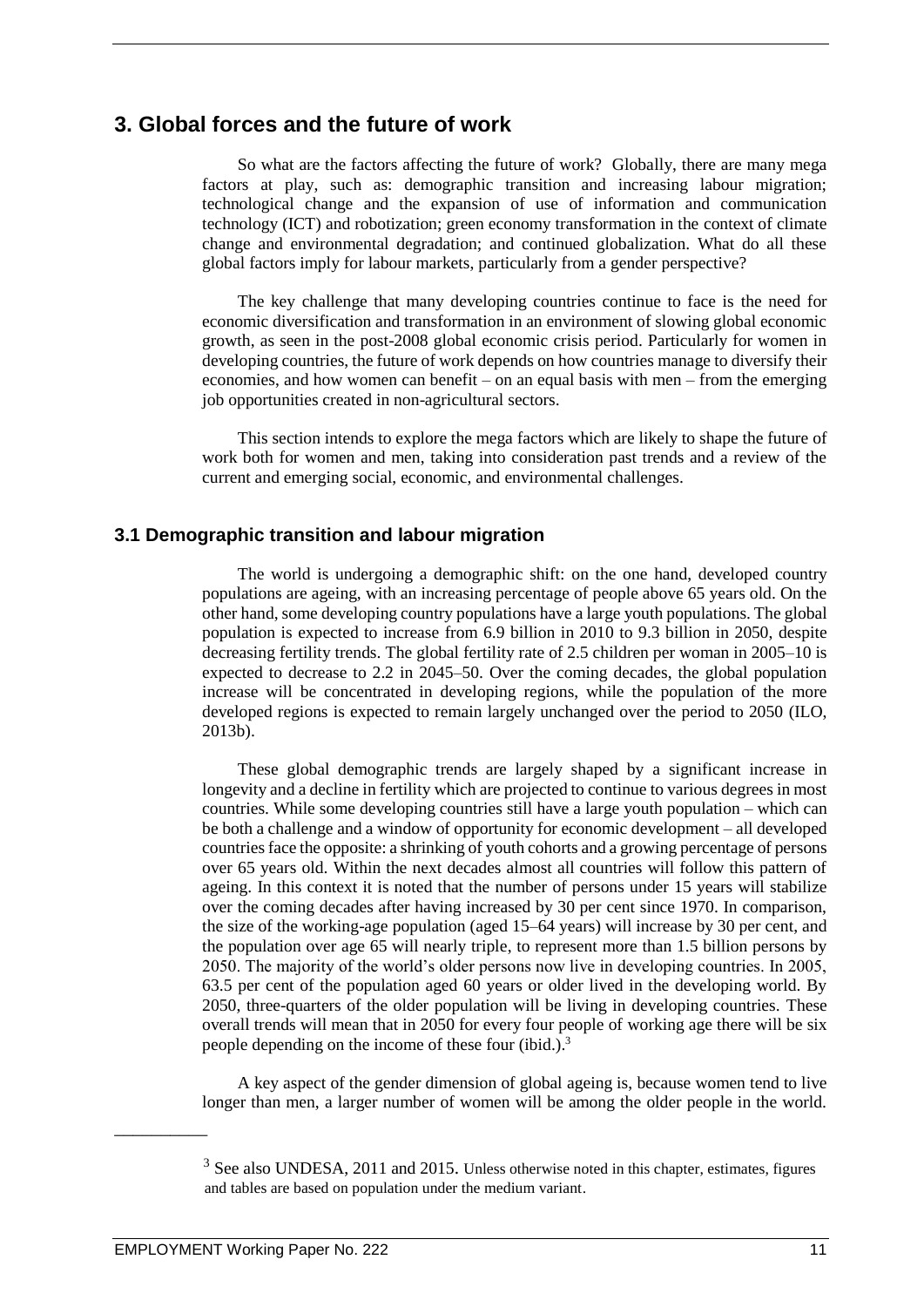# 3. Global forces and the future of work

So what are the factors affecting the future of work? Globally, there are many mega factors at play, such as: demographic transition and increasing labour migration; technological change and the expansion of use of information and communication technology (ICT) and robotization; green economy transformation in the context of climate change and environmental degradation; and continued globalization. What do all these global factors imply for labour markets, particularly from a gender perspective?

The key challenge that many developing countries continue to face is the need for economic diversification and transformation in an environment of slowing global economic growth, as seen in the post-2008 global economic crisis period. Particularly for women in developing countries, the future of work depends on how countries manage to diversify their economies, and how women can benefit – on an equal basis with men – from the emerging job opportunities created in non-agricultural sectors.

This section intends to explore the mega factors which are likely to shape the future of work both for women and men, taking into consideration past trends and a review of the current and emerging social, economic, and environmental challenges.

## 3.1 Demographic transition and labour migration

The world is undergoing a demographic shift: on the one hand, developed country populations are ageing, with an increasing percentage of people above 65 years old. On the other hand, some developing country populations have a large youth populations. The global population is expected to increase from 6.9 billion in 2010 to 9.3 billion in 2050, despite decreasing fertility trends. The global fertility rate of 2.5 children per woman in 2005–10 is expected to decrease to 2.2 in 2045–50. Over the coming decades, the global population increase will be concentrated in developing regions, while the population of the more developed regions is expected to remain largely unchanged over the period to 2050 (ILO, 2013b).

These global demographic trends are largely shaped by a significant increase in longevity and a decline in fertility which are projected to continue to various degrees in most countries. While some developing countries still have a large youth population – which can be both a challenge and a window of opportunity for economic development – all developed countries face the opposite: a shrinking of youth cohorts and a growing percentage of persons over 65 years old. Within the next decades almost all countries will follow this pattern of ageing. In this context it is noted that the number of persons under 15 years will stabilize over the coming decades after having increased by 30 per cent since 1970. In comparison, the size of the working-age population (aged 15–64 years) will increase by 30 per cent, and the population over age 65 will nearly triple, to represent more than 1.5 billion persons by 2050. The majority of the world's older persons now live in developing countries. In 2005, 63.5 per cent of the population aged 60 years or older lived in the developing world. By 2050, three-quarters of the older population will be living in developing countries. These overall trends will mean that in 2050 for every four people of working age there will be six people depending on the income of these four (ibid.).[3]

A key aspect of the gender dimension of global ageing is, because women tend to live longer than men, a larger number of women will be among the older people in the world.

---

[3] See also UNDESA, 2011 and 2015. Unless otherwise noted in this chapter, estimates, figures and tables are based on population under the medium variant.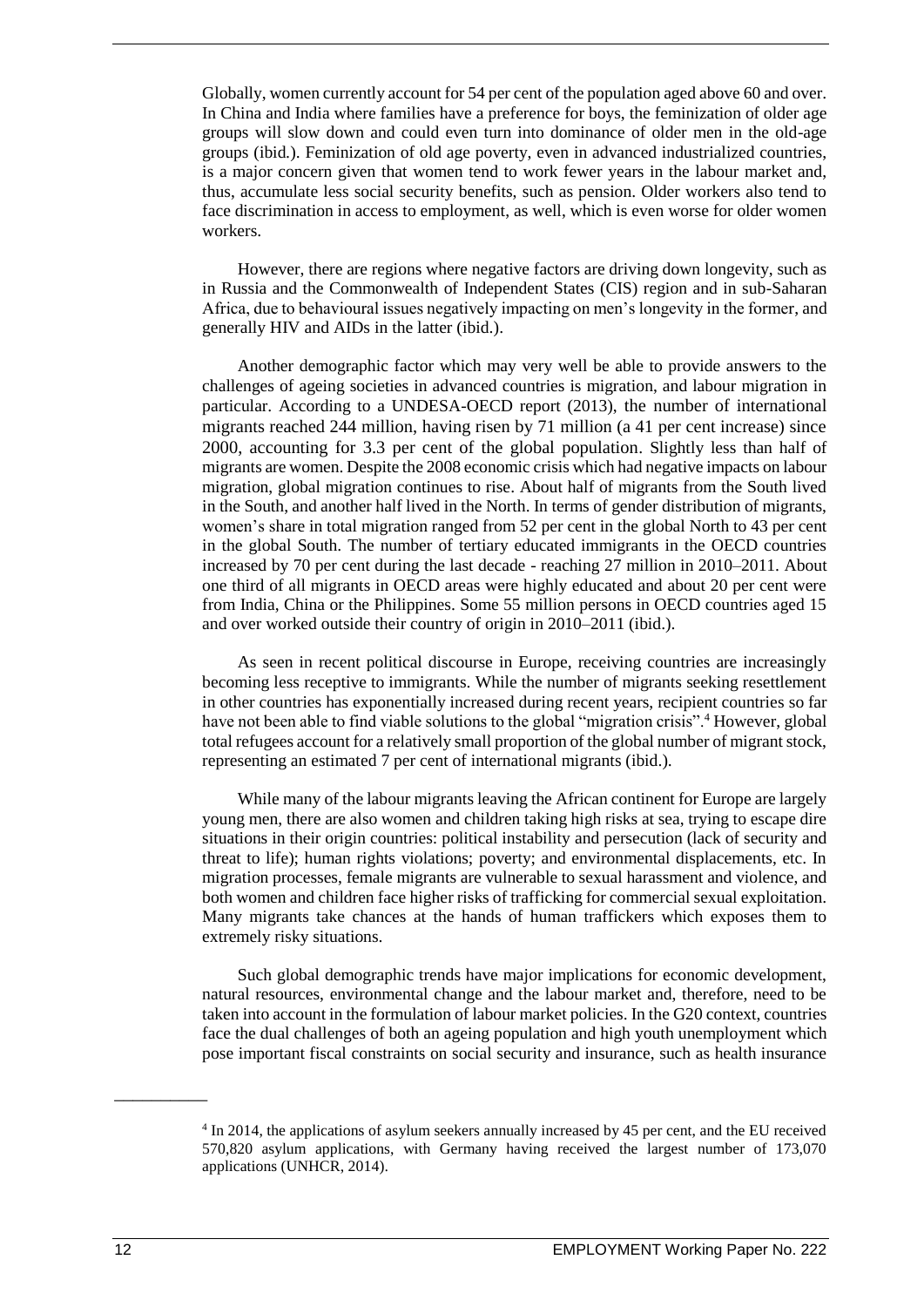Globally, women currently account for 54 per cent of the population aged above 60 and over. In China and India where families have a preference for boys, the feminization of older age groups will slow down and could even turn into dominance of older men in the old-age groups (ibid.). Feminization of old age poverty, even in advanced industrialized countries, is a major concern given that women tend to work fewer years in the labour market and, thus, accumulate less social security benefits, such as pension. Older workers also tend to face discrimination in access to employment, as well, which is even worse for older women workers.

However, there are regions where negative factors are driving down longevity, such as in Russia and the Commonwealth of Independent States (CIS) region and in sub-Saharan Africa, due to behavioural issues negatively impacting on men's longevity in the former, and generally HIV and AIDs in the latter (ibid.).

Another demographic factor which may very well be able to provide answers to the challenges of ageing societies in advanced countries is migration, and labour migration in particular. According to a UNDESA-OECD report (2013), the number of international migrants reached 244 million, having risen by 71 million (a 41 per cent increase) since 2000, accounting for 3.3 per cent of the global population. Slightly less than half of migrants are women. Despite the 2008 economic crisis which had negative impacts on labour migration, global migration continues to rise. About half of migrants from the South lived in the South, and another half lived in the North. In terms of gender distribution of migrants, women's share in total migration ranged from 52 per cent in the global North to 43 per cent in the global South. The number of tertiary educated immigrants in the OECD countries increased by 70 per cent during the last decade - reaching 27 million in 2010–2011. About one third of all migrants in OECD areas were highly educated and about 20 per cent were from India, China or the Philippines. Some 55 million persons in OECD countries aged 15 and over worked outside their country of origin in 2010–2011 (ibid.).

As seen in recent political discourse in Europe, receiving countries are increasingly becoming less receptive to immigrants. While the number of migrants seeking resettlement in other countries has exponentially increased during recent years, recipient countries so far have not been able to find viable solutions to the global "migration crisis".[4] However, global total refugees account for a relatively small proportion of the global number of migrant stock, representing an estimated 7 per cent of international migrants (ibid.).

While many of the labour migrants leaving the African continent for Europe are largely young men, there are also women and children taking high risks at sea, trying to escape dire situations in their origin countries: political instability and persecution (lack of security and threat to life); human rights violations; poverty; and environmental displacements, etc. In migration processes, female migrants are vulnerable to sexual harassment and violence, and both women and children face higher risks of trafficking for commercial sexual exploitation. Many migrants take chances at the hands of human traffickers which exposes them to extremely risky situations.

Such global demographic trends have major implications for economic development, natural resources, environmental change and the labour market and, therefore, need to be taken into account in the formulation of labour market policies. In the G20 context, countries face the dual challenges of both an ageing population and high youth unemployment which pose important fiscal constraints on social security and insurance, such as health insurance

---

[4] In 2014, the applications of asylum seekers annually increased by 45 per cent, and the EU received 570,820 asylum applications, with Germany having received the largest number of 173,070 applications (UNHCR, 2014).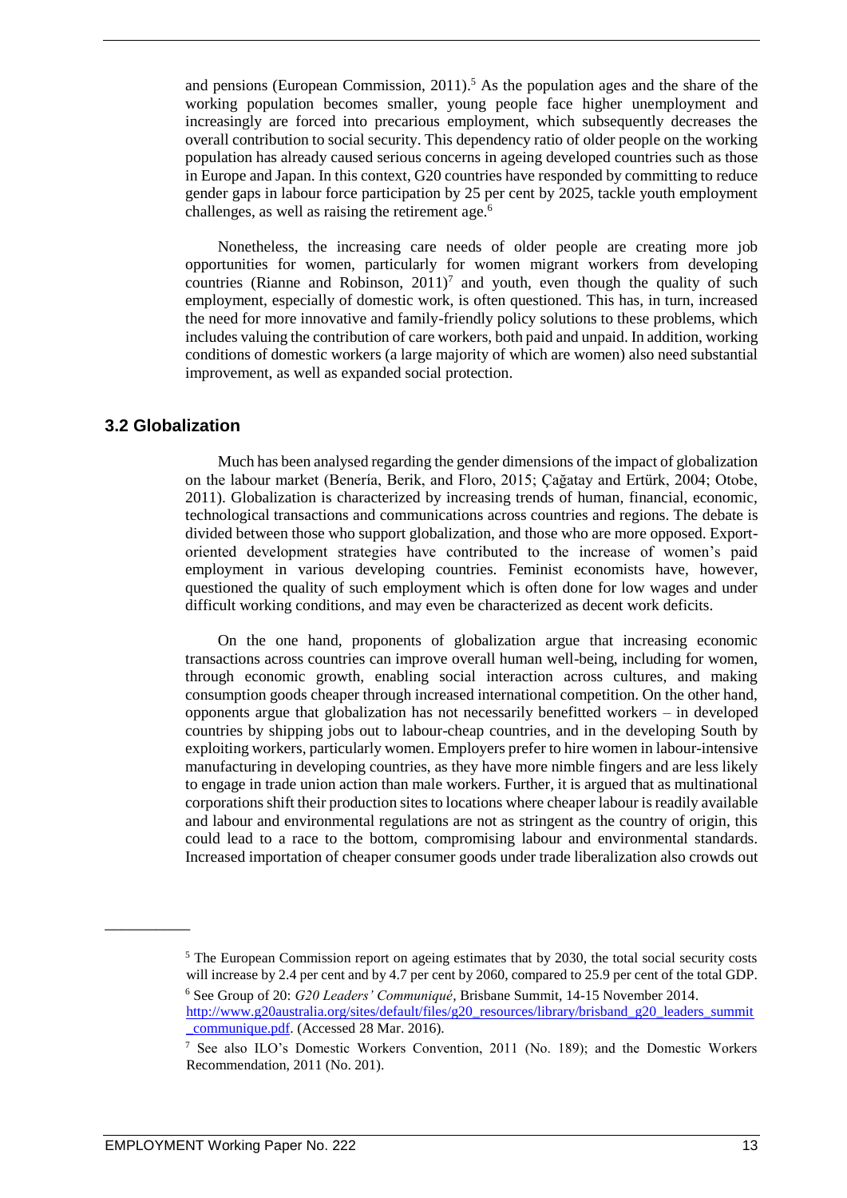and pensions (European Commission, 2011).[5] As the population ages and the share of the working population becomes smaller, young people face higher unemployment and increasingly are forced into precarious employment, which subsequently decreases the overall contribution to social security. This dependency ratio of older people on the working population has already caused serious concerns in ageing developed countries such as those in Europe and Japan. In this context, G20 countries have responded by committing to reduce gender gaps in labour force participation by 25 per cent by 2025, tackle youth employment challenges, as well as raising the retirement age.[6]

Nonetheless, the increasing care needs of older people are creating more job opportunities for women, particularly for women migrant workers from developing countries (Rianne and Robinson, 2011)[7] and youth, even though the quality of such employment, especially of domestic work, is often questioned. This has, in turn, increased the need for more innovative and family-friendly policy solutions to these problems, which includes valuing the contribution of care workers, both paid and unpaid. In addition, working conditions of domestic workers (a large majority of which are women) also need substantial improvement, as well as expanded social protection.

## 3.2 Globalization

Much has been analysed regarding the gender dimensions of the impact of globalization on the labour market (Benería, Berik, and Floro, 2015; Çağatay and Ertürk, 2004; Otobe, 2011). Globalization is characterized by increasing trends of human, financial, economic, technological transactions and communications across countries and regions. The debate is divided between those who support globalization, and those who are more opposed. Export-oriented development strategies have contributed to the increase of women's paid employment in various developing countries. Feminist economists have, however, questioned the quality of such employment which is often done for low wages and under difficult working conditions, and may even be characterized as decent work deficits.

On the one hand, proponents of globalization argue that increasing economic transactions across countries can improve overall human well-being, including for women, through economic growth, enabling social interaction across cultures, and making consumption goods cheaper through increased international competition. On the other hand, opponents argue that globalization has not necessarily benefitted workers – in developed countries by shipping jobs out to labour-cheap countries, and in the developing South by exploiting workers, particularly women. Employers prefer to hire women in labour-intensive manufacturing in developing countries, as they have more nimble fingers and are less likely to engage in trade union action than male workers. Further, it is argued that as multinational corporations shift their production sites to locations where cheaper labour is readily available and labour and environmental regulations are not as stringent as the country of origin, this could lead to a race to the bottom, compromising labour and environmental standards. Increased importation of cheaper consumer goods under trade liberalization also crowds out

---

[5] The European Commission report on ageing estimates that by 2030, the total social security costs will increase by 2.4 per cent and by 4.7 per cent by 2060, compared to 25.9 per cent of the total GDP.

[6] See Group of 20: *G20 Leaders' Communiqué,* Brisbane Summit, 14-15 November 2014. http://www.g20australia.org/sites/default/files/g20_resources/library/brisband_g20_leaders_summit_communique.pdf. (Accessed 28 Mar. 2016).

[7] See also ILO's Domestic Workers Convention, 2011 (No. 189); and the Domestic Workers Recommendation, 2011 (No. 201).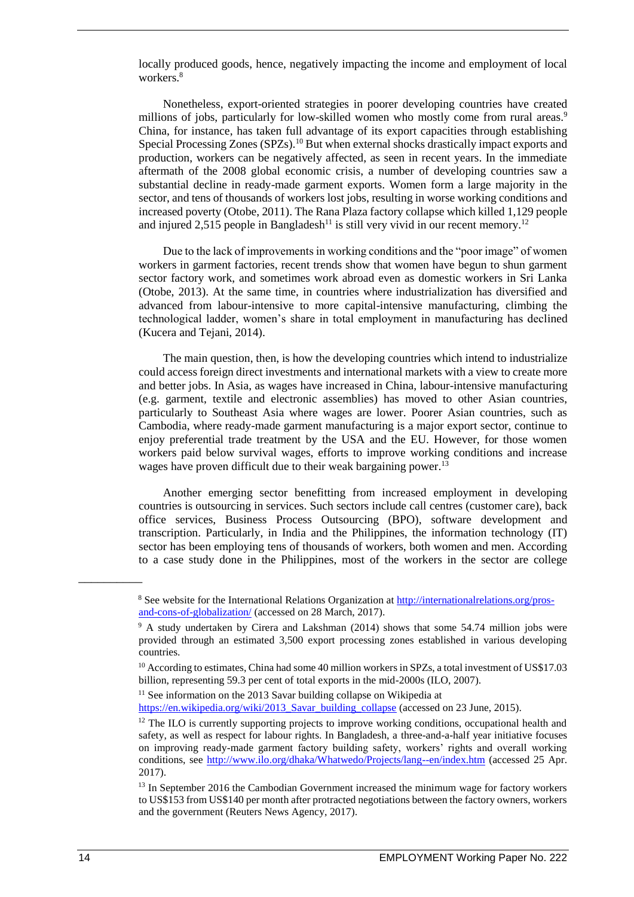locally produced goods, hence, negatively impacting the income and employment of local workers.[8]

Nonetheless, export-oriented strategies in poorer developing countries have created millions of jobs, particularly for low-skilled women who mostly come from rural areas.[9] China, for instance, has taken full advantage of its export capacities through establishing Special Processing Zones (SPZs).[10] But when external shocks drastically impact exports and production, workers can be negatively affected, as seen in recent years. In the immediate aftermath of the 2008 global economic crisis, a number of developing countries saw a substantial decline in ready-made garment exports. Women form a large majority in the sector, and tens of thousands of workers lost jobs, resulting in worse working conditions and increased poverty (Otobe, 2011). The Rana Plaza factory collapse which killed 1,129 people and injured 2,515 people in Bangladesh[11] is still very vivid in our recent memory.[12]

Due to the lack of improvements in working conditions and the "poor image" of women workers in garment factories, recent trends show that women have begun to shun garment sector factory work, and sometimes work abroad even as domestic workers in Sri Lanka (Otobe, 2013). At the same time, in countries where industrialization has diversified and advanced from labour-intensive to more capital-intensive manufacturing, climbing the technological ladder, women's share in total employment in manufacturing has declined (Kucera and Tejani, 2014).

The main question, then, is how the developing countries which intend to industrialize could access foreign direct investments and international markets with a view to create more and better jobs. In Asia, as wages have increased in China, labour-intensive manufacturing (e.g. garment, textile and electronic assemblies) has moved to other Asian countries, particularly to Southeast Asia where wages are lower. Poorer Asian countries, such as Cambodia, where ready-made garment manufacturing is a major export sector, continue to enjoy preferential trade treatment by the USA and the EU. However, for those women workers paid below survival wages, efforts to improve working conditions and increase wages have proven difficult due to their weak bargaining power.[13]

Another emerging sector benefitting from increased employment in developing countries is outsourcing in services. Such sectors include call centres (customer care), back office services, Business Process Outsourcing (BPO), software development and transcription. Particularly, in India and the Philippines, the information technology (IT) sector has been employing tens of thousands of workers, both women and men. According to a case study done in the Philippines, most of the workers in the sector are college

---

[8] See website for the International Relations Organization at http://internationalrelations.org/pros-and-cons-of-globalization/ (accessed on 28 March, 2017).

[9] A study undertaken by Cirera and Lakshman (2014) shows that some 54.74 million jobs were provided through an estimated 3,500 export processing zones established in various developing countries.

[10] According to estimates, China had some 40 million workers in SPZs, a total investment of US$17.03 billion, representing 59.3 per cent of total exports in the mid-2000s (ILO, 2007).

[11] See information on the 2013 Savar building collapse on Wikipedia at https://en.wikipedia.org/wiki/2013_Savar_building_collapse (accessed on 23 June, 2015).

[12] The ILO is currently supporting projects to improve working conditions, occupational health and safety, as well as respect for labour rights. In Bangladesh, a three-and-a-half year initiative focuses on improving ready-made garment factory building safety, workers' rights and overall working conditions, see http://www.ilo.org/dhaka/Whatwedo/Projects/lang--en/index.htm (accessed 25 Apr. 2017).

[13] In September 2016 the Cambodian Government increased the minimum wage for factory workers to US$153 from US$140 per month after protracted negotiations between the factory owners, workers and the government (Reuters News Agency, 2017).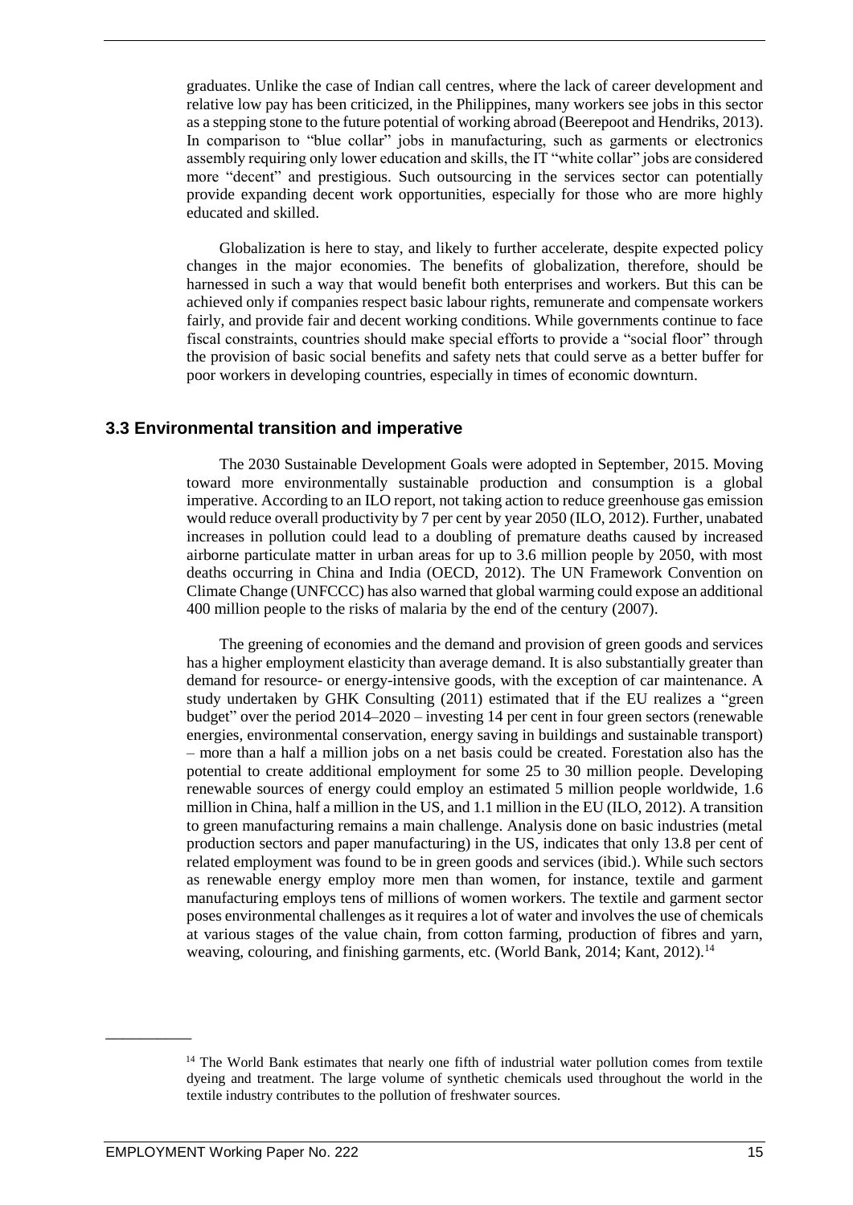graduates. Unlike the case of Indian call centres, where the lack of career development and relative low pay has been criticized, in the Philippines, many workers see jobs in this sector as a stepping stone to the future potential of working abroad (Beerepoot and Hendriks, 2013). In comparison to "blue collar" jobs in manufacturing, such as garments or electronics assembly requiring only lower education and skills, the IT "white collar" jobs are considered more "decent" and prestigious. Such outsourcing in the services sector can potentially provide expanding decent work opportunities, especially for those who are more highly educated and skilled.

Globalization is here to stay, and likely to further accelerate, despite expected policy changes in the major economies. The benefits of globalization, therefore, should be harnessed in such a way that would benefit both enterprises and workers. But this can be achieved only if companies respect basic labour rights, remunerate and compensate workers fairly, and provide fair and decent working conditions. While governments continue to face fiscal constraints, countries should make special efforts to provide a "social floor" through the provision of basic social benefits and safety nets that could serve as a better buffer for poor workers in developing countries, especially in times of economic downturn.

### 3.3 Environmental transition and imperative

The 2030 Sustainable Development Goals were adopted in September, 2015. Moving toward more environmentally sustainable production and consumption is a global imperative. According to an ILO report, not taking action to reduce greenhouse gas emission would reduce overall productivity by 7 per cent by year 2050 (ILO, 2012). Further, unabated increases in pollution could lead to a doubling of premature deaths caused by increased airborne particulate matter in urban areas for up to 3.6 million people by 2050, with most deaths occurring in China and India (OECD, 2012). The UN Framework Convention on Climate Change (UNFCCC) has also warned that global warming could expose an additional 400 million people to the risks of malaria by the end of the century (2007).

The greening of economies and the demand and provision of green goods and services has a higher employment elasticity than average demand. It is also substantially greater than demand for resource- or energy-intensive goods, with the exception of car maintenance. A study undertaken by GHK Consulting (2011) estimated that if the EU realizes a "green budget" over the period 2014–2020 – investing 14 per cent in four green sectors (renewable energies, environmental conservation, energy saving in buildings and sustainable transport) – more than a half a million jobs on a net basis could be created. Forestation also has the potential to create additional employment for some 25 to 30 million people. Developing renewable sources of energy could employ an estimated 5 million people worldwide, 1.6 million in China, half a million in the US, and 1.1 million in the EU (ILO, 2012). A transition to green manufacturing remains a main challenge. Analysis done on basic industries (metal production sectors and paper manufacturing) in the US, indicates that only 13.8 per cent of related employment was found to be in green goods and services (ibid.). While such sectors as renewable energy employ more men than women, for instance, textile and garment manufacturing employs tens of millions of women workers. The textile and garment sector poses environmental challenges as it requires a lot of water and involves the use of chemicals at various stages of the value chain, from cotton farming, production of fibres and yarn, weaving, colouring, and finishing garments, etc. (World Bank, 2014; Kant, 2012).[14]

---

[14] The World Bank estimates that nearly one fifth of industrial water pollution comes from textile dyeing and treatment. The large volume of synthetic chemicals used throughout the world in the textile industry contributes to the pollution of freshwater sources.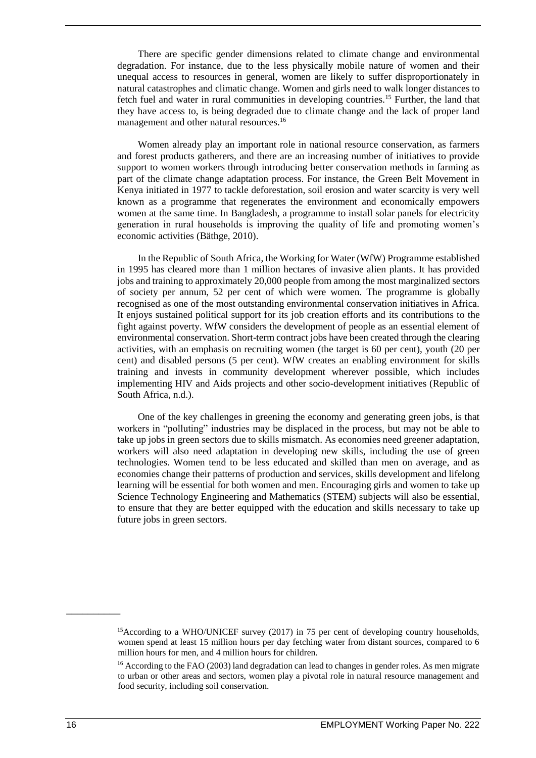There are specific gender dimensions related to climate change and environmental degradation. For instance, due to the less physically mobile nature of women and their unequal access to resources in general, women are likely to suffer disproportionately in natural catastrophes and climatic change. Women and girls need to walk longer distances to fetch fuel and water in rural communities in developing countries.[15] Further, the land that they have access to, is being degraded due to climate change and the lack of proper land management and other natural resources.[16]

Women already play an important role in national resource conservation, as farmers and forest products gatherers, and there are an increasing number of initiatives to provide support to women workers through introducing better conservation methods in farming as part of the climate change adaptation process. For instance, the Green Belt Movement in Kenya initiated in 1977 to tackle deforestation, soil erosion and water scarcity is very well known as a programme that regenerates the environment and economically empowers women at the same time. In Bangladesh, a programme to install solar panels for electricity generation in rural households is improving the quality of life and promoting women's economic activities (Bäthge, 2010).

In the Republic of South Africa, the Working for Water (WfW) Programme established in 1995 has cleared more than 1 million hectares of invasive alien plants. It has provided jobs and training to approximately 20,000 people from among the most marginalized sectors of society per annum, 52 per cent of which were women. The programme is globally recognised as one of the most outstanding environmental conservation initiatives in Africa. It enjoys sustained political support for its job creation efforts and its contributions to the fight against poverty. WfW considers the development of people as an essential element of environmental conservation. Short-term contract jobs have been created through the clearing activities, with an emphasis on recruiting women (the target is 60 per cent), youth (20 per cent) and disabled persons (5 per cent). WfW creates an enabling environment for skills training and invests in community development wherever possible, which includes implementing HIV and Aids projects and other socio-development initiatives (Republic of South Africa, n.d.).

One of the key challenges in greening the economy and generating green jobs, is that workers in "polluting" industries may be displaced in the process, but may not be able to take up jobs in green sectors due to skills mismatch. As economies need greener adaptation, workers will also need adaptation in developing new skills, including the use of green technologies. Women tend to be less educated and skilled than men on average, and as economies change their patterns of production and services, skills development and lifelong learning will be essential for both women and men. Encouraging girls and women to take up Science Technology Engineering and Mathematics (STEM) subjects will also be essential, to ensure that they are better equipped with the education and skills necessary to take up future jobs in green sectors.

---

[15] According to a WHO/UNICEF survey (2017) in 75 per cent of developing country households, women spend at least 15 million hours per day fetching water from distant sources, compared to 6 million hours for men, and 4 million hours for children.

[16] According to the FAO (2003) land degradation can lead to changes in gender roles. As men migrate to urban or other areas and sectors, women play a pivotal role in natural resource management and food security, including soil conservation.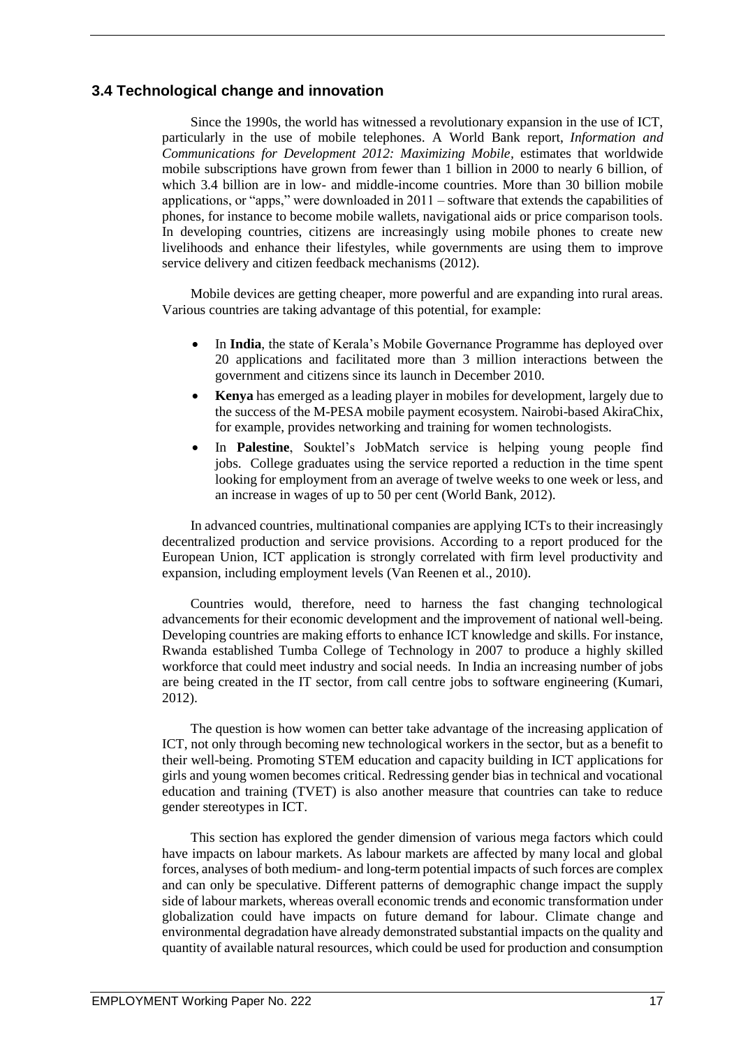## 3.4 Technological change and innovation

Since the 1990s, the world has witnessed a revolutionary expansion in the use of ICT, particularly in the use of mobile telephones. A World Bank report, *Information and Communications for Development 2012: Maximizing Mobile*, estimates that worldwide mobile subscriptions have grown from fewer than 1 billion in 2000 to nearly 6 billion, of which 3.4 billion are in low- and middle-income countries. More than 30 billion mobile applications, or "apps," were downloaded in 2011 – software that extends the capabilities of phones, for instance to become mobile wallets, navigational aids or price comparison tools. In developing countries, citizens are increasingly using mobile phones to create new livelihoods and enhance their lifestyles, while governments are using them to improve service delivery and citizen feedback mechanisms (2012).

Mobile devices are getting cheaper, more powerful and are expanding into rural areas. Various countries are taking advantage of this potential, for example:

- In **India**, the state of Kerala's Mobile Governance Programme has deployed over 20 applications and facilitated more than 3 million interactions between the government and citizens since its launch in December 2010.
- **Kenya** has emerged as a leading player in mobiles for development, largely due to the success of the M-PESA mobile payment ecosystem. Nairobi-based AkiraChix, for example, provides networking and training for women technologists.
- In **Palestine**, Souktel's JobMatch service is helping young people find jobs. College graduates using the service reported a reduction in the time spent looking for employment from an average of twelve weeks to one week or less, and an increase in wages of up to 50 per cent (World Bank, 2012).

In advanced countries, multinational companies are applying ICTs to their increasingly decentralized production and service provisions. According to a report produced for the European Union, ICT application is strongly correlated with firm level productivity and expansion, including employment levels (Van Reenen et al., 2010).

Countries would, therefore, need to harness the fast changing technological advancements for their economic development and the improvement of national well-being. Developing countries are making efforts to enhance ICT knowledge and skills. For instance, Rwanda established Tumba College of Technology in 2007 to produce a highly skilled workforce that could meet industry and social needs. In India an increasing number of jobs are being created in the IT sector, from call centre jobs to software engineering (Kumari, 2012).

The question is how women can better take advantage of the increasing application of ICT, not only through becoming new technological workers in the sector, but as a benefit to their well-being. Promoting STEM education and capacity building in ICT applications for girls and young women becomes critical. Redressing gender bias in technical and vocational education and training (TVET) is also another measure that countries can take to reduce gender stereotypes in ICT.

This section has explored the gender dimension of various mega factors which could have impacts on labour markets. As labour markets are affected by many local and global forces, analyses of both medium- and long-term potential impacts of such forces are complex and can only be speculative. Different patterns of demographic change impact the supply side of labour markets, whereas overall economic trends and economic transformation under globalization could have impacts on future demand for labour. Climate change and environmental degradation have already demonstrated substantial impacts on the quality and quantity of available natural resources, which could be used for production and consumption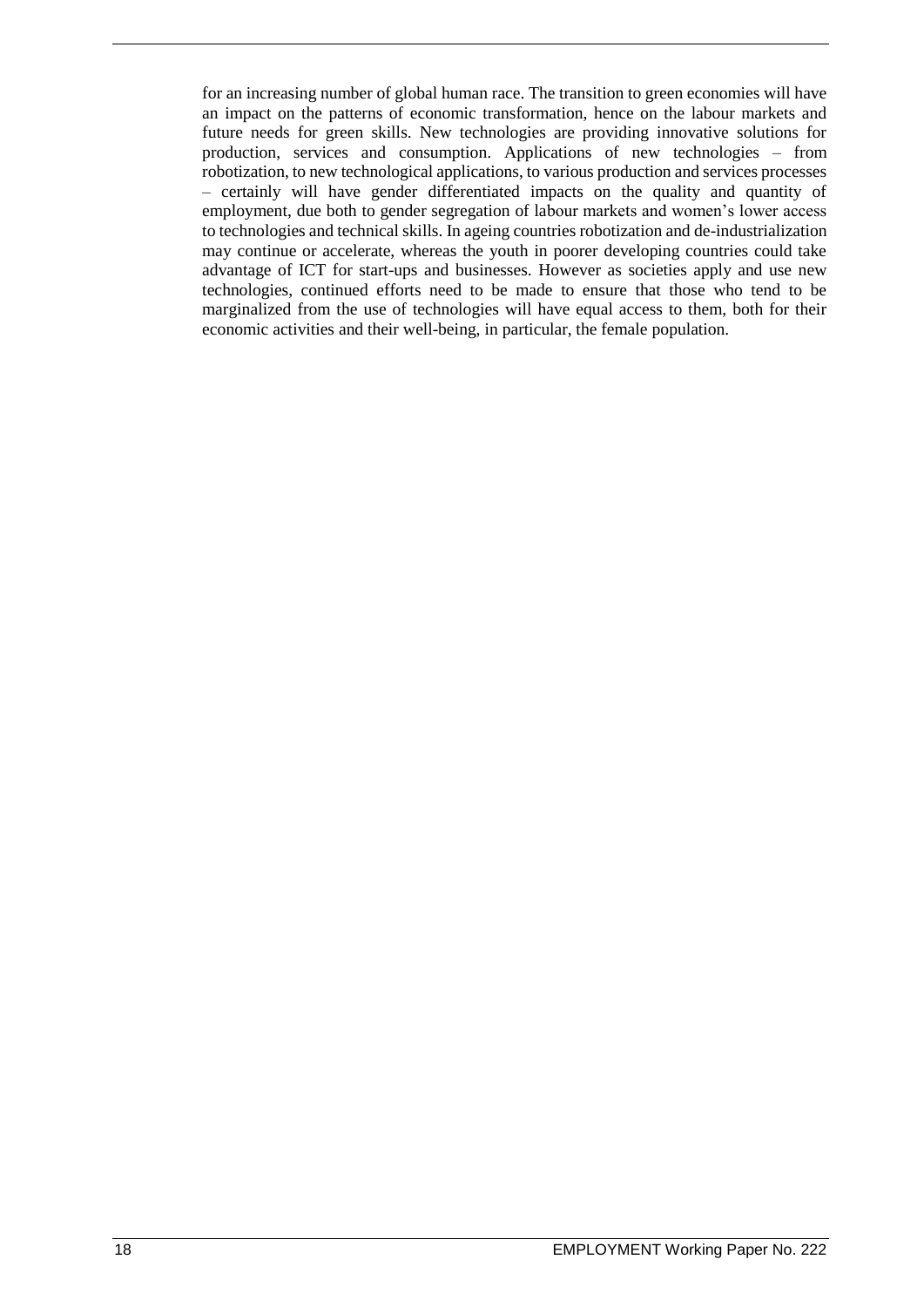for an increasing number of global human race. The transition to green economies will have an impact on the patterns of economic transformation, hence on the labour markets and future needs for green skills. New technologies are providing innovative solutions for production, services and consumption. Applications of new technologies – from robotization, to new technological applications, to various production and services processes – certainly will have gender differentiated impacts on the quality and quantity of employment, due both to gender segregation of labour markets and women's lower access to technologies and technical skills. In ageing countries robotization and de-industrialization may continue or accelerate, whereas the youth in poorer developing countries could take advantage of ICT for start-ups and businesses. However as societies apply and use new technologies, continued efforts need to be made to ensure that those who tend to be marginalized from the use of technologies will have equal access to them, both for their economic activities and their well-being, in particular, the female population.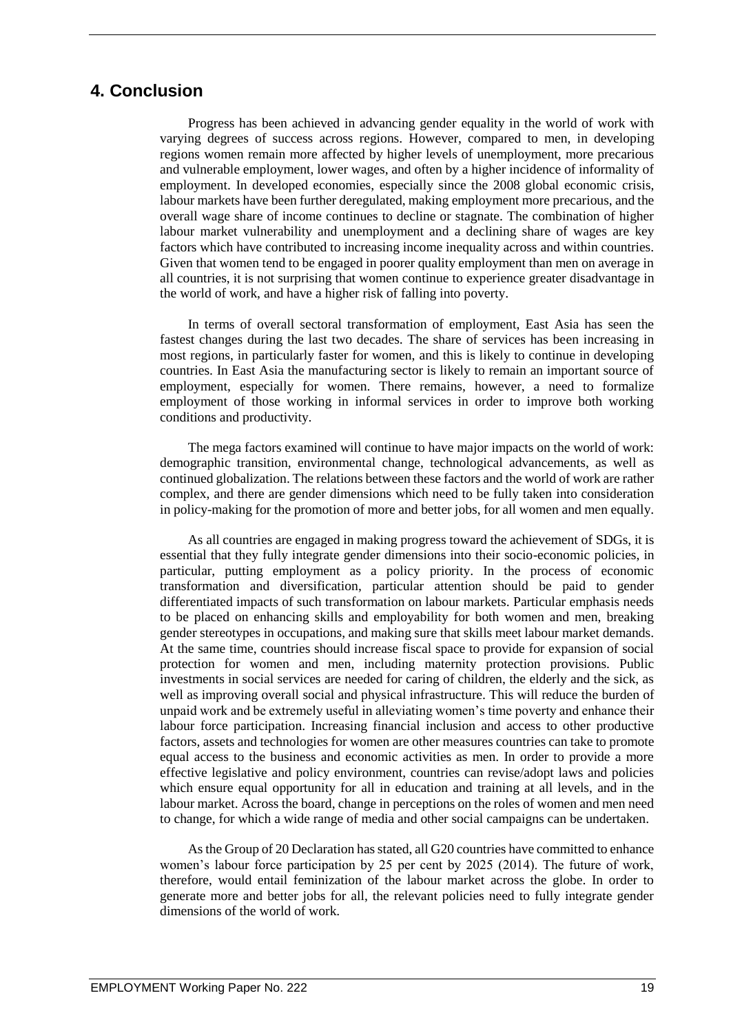## 4. Conclusion

Progress has been achieved in advancing gender equality in the world of work with varying degrees of success across regions. However, compared to men, in developing regions women remain more affected by higher levels of unemployment, more precarious and vulnerable employment, lower wages, and often by a higher incidence of informality of employment. In developed economies, especially since the 2008 global economic crisis, labour markets have been further deregulated, making employment more precarious, and the overall wage share of income continues to decline or stagnate. The combination of higher labour market vulnerability and unemployment and a declining share of wages are key factors which have contributed to increasing income inequality across and within countries. Given that women tend to be engaged in poorer quality employment than men on average in all countries, it is not surprising that women continue to experience greater disadvantage in the world of work, and have a higher risk of falling into poverty.

In terms of overall sectoral transformation of employment, East Asia has seen the fastest changes during the last two decades. The share of services has been increasing in most regions, in particularly faster for women, and this is likely to continue in developing countries. In East Asia the manufacturing sector is likely to remain an important source of employment, especially for women. There remains, however, a need to formalize employment of those working in informal services in order to improve both working conditions and productivity.

The mega factors examined will continue to have major impacts on the world of work: demographic transition, environmental change, technological advancements, as well as continued globalization. The relations between these factors and the world of work are rather complex, and there are gender dimensions which need to be fully taken into consideration in policy-making for the promotion of more and better jobs, for all women and men equally.

As all countries are engaged in making progress toward the achievement of SDGs, it is essential that they fully integrate gender dimensions into their socio-economic policies, in particular, putting employment as a policy priority. In the process of economic transformation and diversification, particular attention should be paid to gender differentiated impacts of such transformation on labour markets. Particular emphasis needs to be placed on enhancing skills and employability for both women and men, breaking gender stereotypes in occupations, and making sure that skills meet labour market demands. At the same time, countries should increase fiscal space to provide for expansion of social protection for women and men, including maternity protection provisions. Public investments in social services are needed for caring of children, the elderly and the sick, as well as improving overall social and physical infrastructure. This will reduce the burden of unpaid work and be extremely useful in alleviating women's time poverty and enhance their labour force participation. Increasing financial inclusion and access to other productive factors, assets and technologies for women are other measures countries can take to promote equal access to the business and economic activities as men. In order to provide a more effective legislative and policy environment, countries can revise/adopt laws and policies which ensure equal opportunity for all in education and training at all levels, and in the labour market. Across the board, change in perceptions on the roles of women and men need to change, for which a wide range of media and other social campaigns can be undertaken.

As the Group of 20 Declaration has stated, all G20 countries have committed to enhance women's labour force participation by 25 per cent by 2025 (2014). The future of work, therefore, would entail feminization of the labour market across the globe. In order to generate more and better jobs for all, the relevant policies need to fully integrate gender dimensions of the world of work.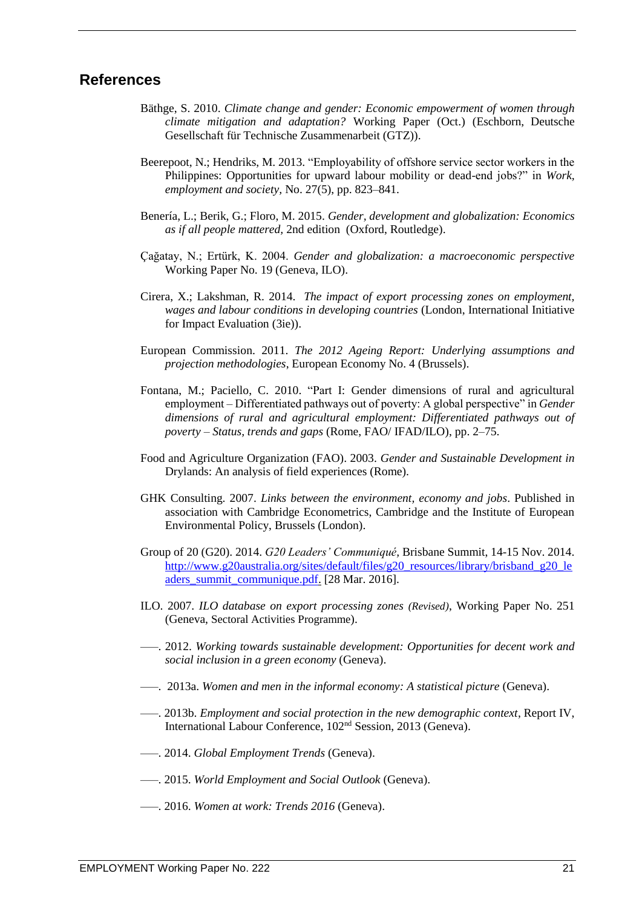## References

Bäthge, S. 2010. *Climate change and gender: Economic empowerment of women through climate mitigation and adaptation?* Working Paper (Oct.) (Eschborn, Deutsche Gesellschaft für Technische Zusammenarbeit (GTZ)).

Beerepoot, N.; Hendriks, M. 2013. "Employability of offshore service sector workers in the Philippines: Opportunities for upward labour mobility or dead-end jobs?" in *Work, employment and society*, No. 27(5), pp. 823–841.

Benería, L.; Berik, G.; Floro, M. 2015. *Gender, development and globalization: Economics as if all people mattered*, 2nd edition (Oxford, Routledge).

Çağatay, N.; Ertürk, K. 2004. *Gender and globalization: a macroeconomic perspective* Working Paper No. 19 (Geneva, ILO).

Cirera, X.; Lakshman, R. 2014. *The impact of export processing zones on employment, wages and labour conditions in developing countries* (London, International Initiative for Impact Evaluation (3ie)).

European Commission. 2011. *The 2012 Ageing Report: Underlying assumptions and projection methodologies*, European Economy No. 4 (Brussels).

Fontana, M.; Paciello, C. 2010. "Part I: Gender dimensions of rural and agricultural employment – Differentiated pathways out of poverty: A global perspective" in *Gender dimensions of rural and agricultural employment: Differentiated pathways out of poverty – Status, trends and gaps* (Rome, FAO/ IFAD/ILO), pp. 2–75.

Food and Agriculture Organization (FAO). 2003. *Gender and Sustainable Development in* Drylands: An analysis of field experiences (Rome).

GHK Consulting. 2007. *Links between the environment, economy and jobs*. Published in association with Cambridge Econometrics, Cambridge and the Institute of European Environmental Policy, Brussels (London).

Group of 20 (G20). 2014. *G20 Leaders' Communiqué*, Brisbane Summit, 14-15 Nov. 2014. http://www.g20australia.org/sites/default/files/g20_resources/library/brisband_g20_leaders_summit_communique.pdf. [28 Mar. 2016].

ILO. 2007. *ILO database on export processing zones (Revised)*, Working Paper No. 251 (Geneva, Sectoral Activities Programme).

—. 2012. *Working towards sustainable development: Opportunities for decent work and social inclusion in a green economy* (Geneva).

—. 2013a. *Women and men in the informal economy: A statistical picture* (Geneva).

—. 2013b. *Employment and social protection in the new demographic context*, Report IV, International Labour Conference, 102nd Session, 2013 (Geneva).

—. 2014. *Global Employment Trends* (Geneva).

—. 2015. *World Employment and Social Outlook* (Geneva).

—. 2016. *Women at work: Trends 2016* (Geneva).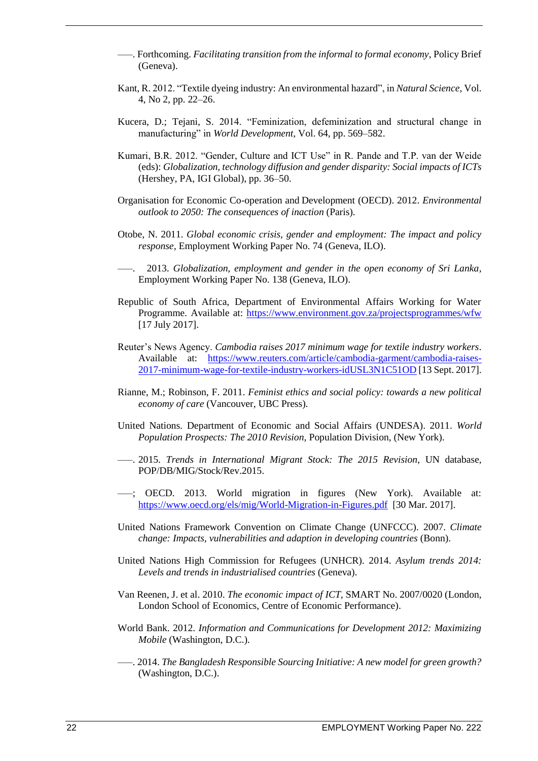—–. Forthcoming. *Facilitating transition from the informal to formal economy*, Policy Brief (Geneva).

Kant, R. 2012. “Textile dyeing industry: An environmental hazard”, in *Natural Science*, Vol. 4, No 2, pp. 22–26.

Kucera, D.; Tejani, S. 2014. “Feminization, defeminization and structural change in manufacturing” in *World Development,* Vol. 64, pp. 569–582.

Kumari, B.R. 2012. “Gender, Culture and ICT Use” in R. Pande and T.P. van der Weide (eds): *Globalization, technology diffusion and gender disparity: Social impacts of ICTs* (Hershey, PA, IGI Global), pp. 36–50.

Organisation for Economic Co-operation and Development (OECD). 2012. *Environmental outlook to 2050: The consequences of inaction* (Paris).

Otobe, N. 2011. *Global economic crisis, gender and employment: The impact and policy response*, Employment Working Paper No. 74 (Geneva, ILO).

—–. 2013. *Globalization, employment and gender in the open economy of Sri Lanka*, Employment Working Paper No. 138 (Geneva, ILO).

Republic of South Africa, Department of Environmental Affairs Working for Water Programme. Available at: https://www.environment.gov.za/projectsprogrammes/wfw [17 July 2017].

Reuter’s News Agency. *Cambodia raises 2017 minimum wage for textile industry workers*. Available at: https://www.reuters.com/article/cambodia-garment/cambodia-raises-2017-minimum-wage-for-textile-industry-workers-idUSL3N1C51OD [13 Sept. 2017].

Rianne, M.; Robinson, F. 2011. *Feminist ethics and social policy: towards a new political economy of care* (Vancouver, UBC Press).

United Nations. Department of Economic and Social Affairs (UNDESA). 2011. *World Population Prospects: The 2010 Revision,* Population Division, (New York).

—–. 2015. *Trends in International Migrant Stock: The 2015 Revision*, UN database, POP/DB/MIG/Stock/Rev.2015.

—–; OECD. 2013. World migration in figures (New York). Available at: https://www.oecd.org/els/mig/World-Migration-in-Figures.pdf [30 Mar. 2017].

United Nations Framework Convention on Climate Change (UNFCCC). 2007. *Climate change: Impacts, vulnerabilities and adaption in developing countries* (Bonn).

United Nations High Commission for Refugees (UNHCR). 2014. *Asylum trends 2014: Levels and trends in industrialised countries* (Geneva).

Van Reenen, J. et al. 2010. *The economic impact of ICT,* SMART No. 2007/0020 (London, London School of Economics, Centre of Economic Performance).

World Bank. 2012. *Information and Communications for Development 2012: Maximizing Mobile* (Washington, D.C.).

—–. 2014. *The Bangladesh Responsible Sourcing Initiative: A new model for green growth?* (Washington, D.C.).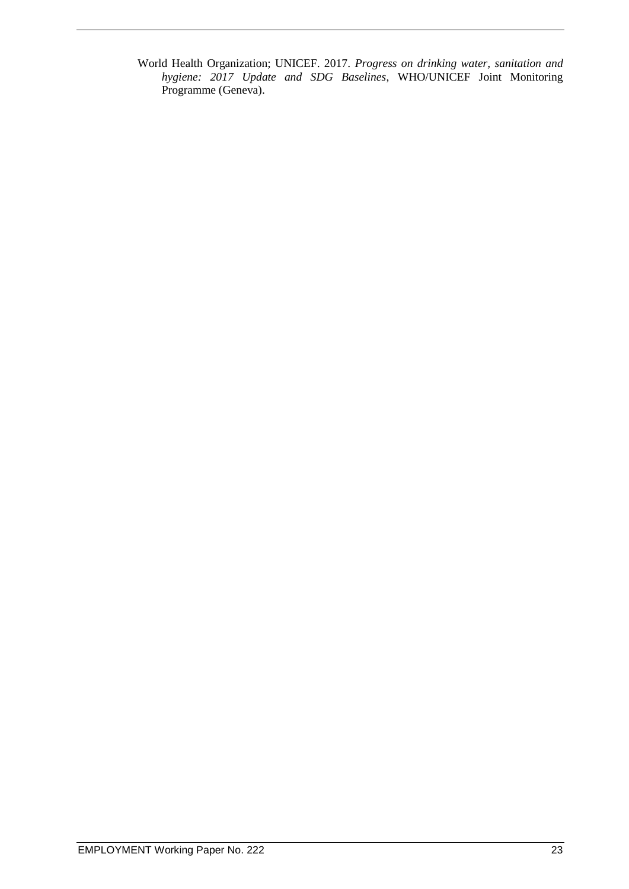World Health Organization; UNICEF. 2017. *Progress on drinking water, sanitation and hygiene: 2017 Update and SDG Baselines*, WHO/UNICEF Joint Monitoring Programme (Geneva).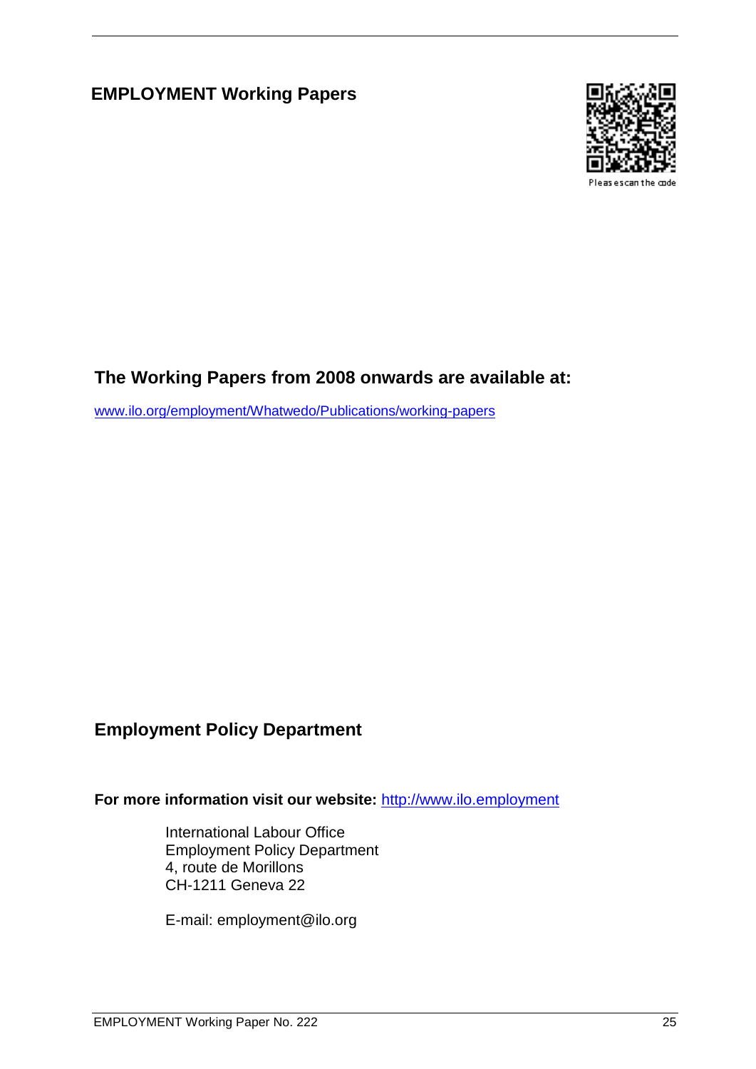# EMPLOYMENT Working Papers

Pleas escan the code

## The Working Papers from 2008 onwards are available at:

www.ilo.org/employment/Whatwedo/Publications/working-papers

## Employment Policy Department

**For more information visit our website:** http://www.ilo.employment

International Labour Office
Employment Policy Department
4, route de Morillons
CH-1211 Geneva 22

E-mail: employment@ilo.org